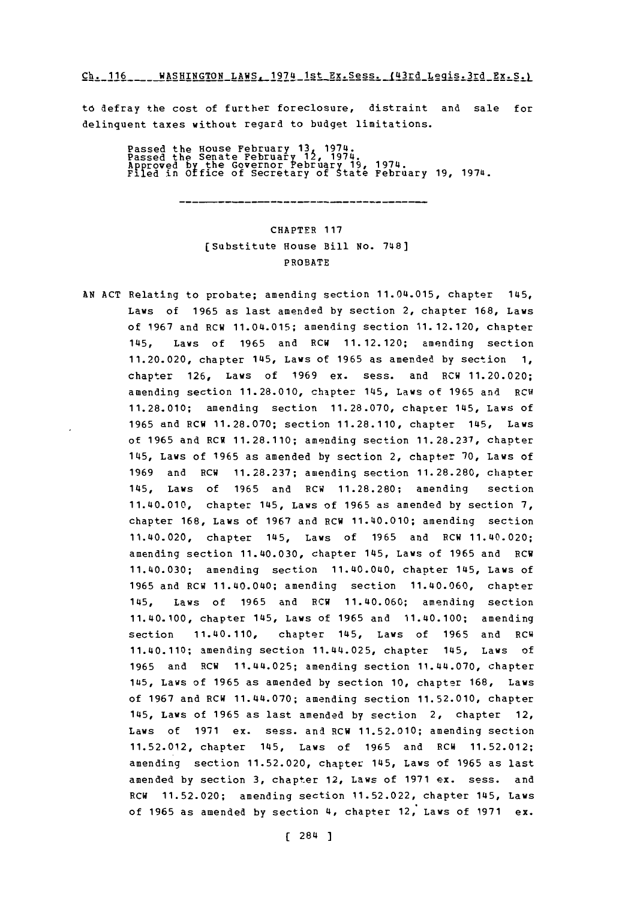to defray the cost of further foreclosure, distraint and sale for delinquent taxes without regard to budget limitations.

Passed the House February 13, 1974.
Passed the Senate February 12, 1974.
Approved by the Governor February 19, 1974.
Filed in Office of Secretary of State February 19, 1974.

---

## CHAPTER 117

### [Substitute House Bill No. 748]

### PROBATE

AN ACT Relating to probate; amending section 11.04.015, chapter 145, Laws of 1965 as last amended by section 2, chapter 168, Laws of 1967 and RCW 11.04.015; amending section 11.12.120, chapter 145, Laws of 1965 and RCW 11.12.120; amending section 11.20.020, chapter 145, Laws of 1965 as amended by section 1, chapter 126, Laws of 1969 ex. sess. and RCW 11.20.020; amending section 11.28.010, chapter 145, Laws of 1965 and RCW 11.28.010; amending section 11.28.070, chapter 145, Laws of 1965 and RCW 11.28.070; section 11.28.110, chapter 145, Laws of 1965 and RCW 11.28.110; amending section 11.28.237, chapter 145, Laws of 1965 as amended by section 2, chapter 70, Laws of 1969 and RCW 11.28.237; amending section 11.28.280, chapter 145, Laws of 1965 and RCW 11.28.280; amending section 11.40.010, chapter 145, Laws of 1965 as amended by section 7, chapter 168, Laws of 1967 and RCW 11.40.010; amending section 11.40.020, chapter 145, Laws of 1965 and RCW 11.40.020; amending section 11.40.030, chapter 145, Laws of 1965 and RCW 11.40.030; amending section 11.40.040, chapter 145, Laws of 1965 and RCW 11.40.040; amending section 11.40.060, chapter 145, Laws of 1965 and RCW 11.40.060; amending section 11.40.100, chapter 145, Laws of 1965 and 11.40.100; amending section 11.40.110, chapter 145, Laws of 1965 and RCW 11.40.110; amending section 11.44.025, chapter 145, Laws of 1965 and RCW 11.44.025; amending section 11.44.070, chapter 145, Laws of 1965 as amended by section 10, chapter 168, Laws of 1967 and RCW 11.44.070; amending section 11.52.010, chapter 145, Laws of 1965 as last amended by section 2, chapter 12, Laws of 1971 ex. sess. and RCW 11.52.010; amending section 11.52.012, chapter 145, Laws of 1965 and RCW 11.52.012; amending section 11.52.020, chapter 145, Laws of 1965 as last amended by section 3, chapter 12, Laws of 1971 ex. sess. and RCW 11.52.020; amending section 11.52.022, chapter 145, Laws of 1965 as amended by section 4, chapter 12, Laws of 1971 ex.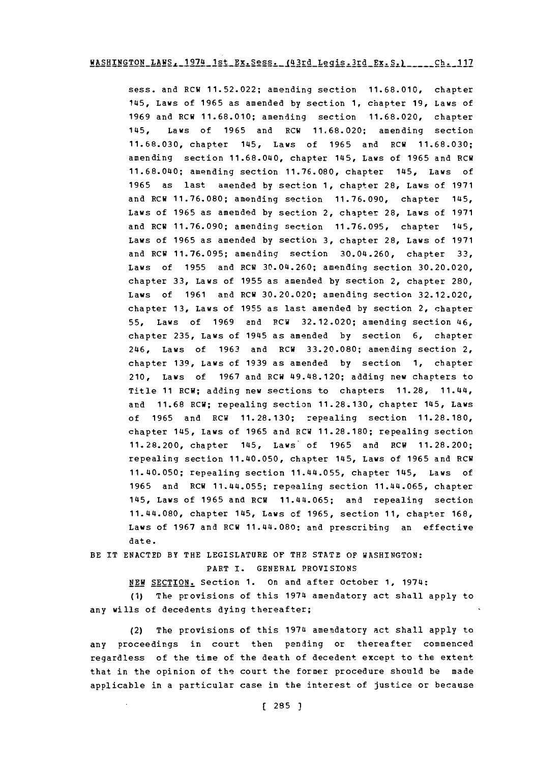sess. and RCW 11.52.022; amending section 11.68.010, chapter 145, Laws of 1965 as amended by section 1, chapter 19, Laws of 1969 and RCW 11.68.010; amending section 11.68.020, chapter 145, Laws of 1965 and RCW 11.68.020; amending section 11.68.030, chapter 145, Laws of 1965 and RCW 11.68.030; amending section 11.68.040, chapter 145, Laws of 1965 and RCW 11.68.040; amending section 11.76.080, chapter 145, Laws of 1965 as last amended by section 1, chapter 28, Laws of 1971 and RCW 11.76.080; amending section 11.76.090, chapter 145, Laws of 1965 as amended by section 2, chapter 28, Laws of 1971 and RCW 11.76.090; amending section 11.76.095, chapter 145, Laws of 1965 as amended by section 3, chapter 28, Laws of 1971 and RCW 11.76.095; amending section 30.04.260, chapter 33, Laws of 1955 and RCW 30.04.260; amending section 30.20.020, chapter 33, Laws of 1955 as amended by section 2, chapter 280, Laws of 1961 and RCW 30.20.020; amending section 32.12.020, chapter 13, Laws of 1955 as last amended by section 2, chapter 55, Laws of 1969 and RCW 32.12.020; amending section 46, chapter 235, Laws of 1945 as amended by section 6, chapter 246, Laws of 1963 and RCW 33.20.080; amending section 2, chapter 139, Laws of 1939 as amended by section 1, chapter 210, Laws of 1967 and RCW 49.48.120; adding new chapters to Title 11 RCW; adding new sections to chapters 11.28, 11.44, and 11.68 RCW; repealing section 11.28.130, chapter 145, Laws of 1965 and RCW 11.28.130; repealing section 11.28.180, chapter 145, Laws of 1965 and RCW 11.28.180; repealing section 11.28.200, chapter 145, Laws of 1965 and RCW 11.28.200; repealing section 11.40.050, chapter 145, Laws of 1965 and RCW 11.40.050; repealing section 11.44.055, chapter 145, Laws of 1965 and RCW 11.44.055; repealing section 11.44.065, chapter 145, Laws of 1965 and RCW 11.44.065; and repealing section 11.44.080, chapter 145, Laws of 1965, section 11, chapter 168, Laws of 1967 and RCW 11.44.080; and prescribing an effective date.

BE IT ENACTED BY THE LEGISLATURE OF THE STATE OF WASHINGTON:

PART I. GENERAL PROVISIONS

NEW SECTION. Section 1. On and after October 1, 1974:

(1) The provisions of this 1974 amendatory act shall apply to any wills of decedents dying thereafter;

(2) The provisions of this 1974 amendatory act shall apply to any proceedings in court then pending or thereafter commenced regardless of the time of the death of decedent except to the extent that in the opinion of the court the former procedure should be made applicable in a particular case in the interest of justice or because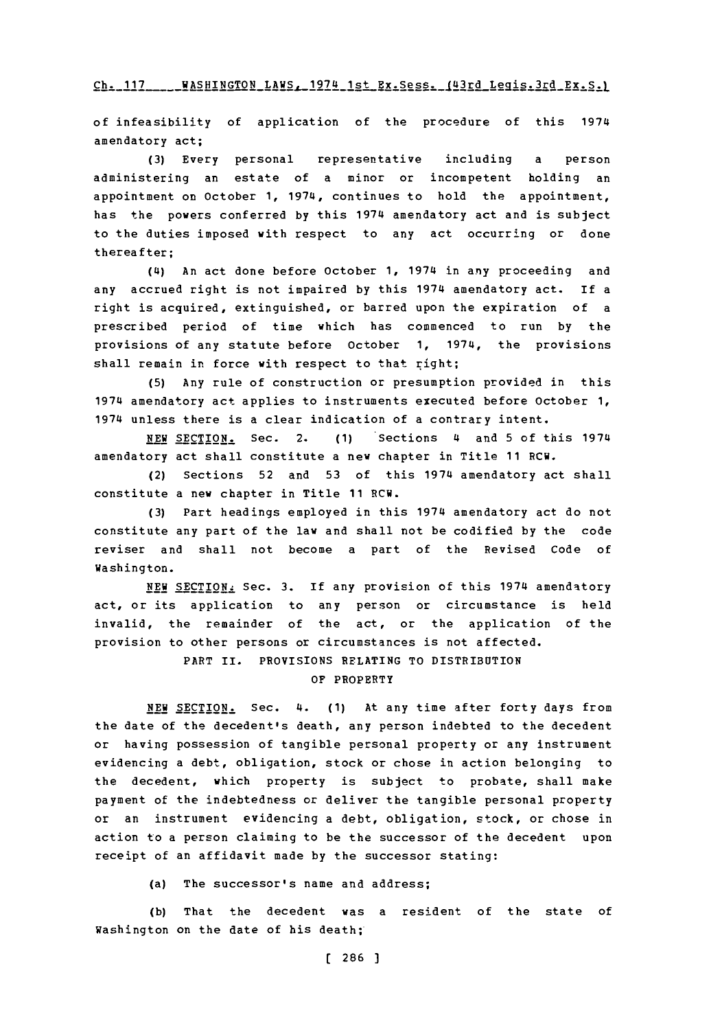of infeasibility of application of the procedure of this 1974 amendatory act;

(3) Every personal representative including a person administering an estate of a minor or incompetent holding an appointment on October 1, 1974, continues to hold the appointment, has the powers conferred by this 1974 amendatory act and is subject to the duties imposed with respect to any act occurring or done thereafter;

(4) An act done before October 1, 1974 in any proceeding and any accrued right is not impaired by this 1974 amendatory act. If a right is acquired, extinguished, or barred upon the expiration of a prescribed period of time which has commenced to run by the provisions of any statute before October 1, 1974, the provisions shall remain in force with respect to that right;

(5) Any rule of construction or presumption provided in this 1974 amendatory act applies to instruments executed before October 1, 1974 unless there is a clear indication of a contrary intent.

NEW SECTION. Sec. 2. (1) Sections 4 and 5 of this 1974 amendatory act shall constitute a new chapter in Title 11 RCW.

(2) Sections 52 and 53 of this 1974 amendatory act shall constitute a new chapter in Title 11 RCW.

(3) Part headings employed in this 1974 amendatory act do not constitute any part of the law and shall not be codified by the code reviser and shall not become a part of the Revised Code of Washington.

NEW SECTION. Sec. 3. If any provision of this 1974 amendatory act, or its application to any person or circumstance is held invalid, the remainder of the act, or the application of the provision to other persons or circumstances is not affected.

PART II. PROVISIONS RELATING TO DISTRIBUTION OF PROPERTY

NEW SECTION. Sec. 4. (1) At any time after forty days from the date of the decedent's death, any person indebted to the decedent or having possession of tangible personal property or any instrument evidencing a debt, obligation, stock or chose in action belonging to the decedent, which property is subject to probate, shall make payment of the indebtedness or deliver the tangible personal property or an instrument evidencing a debt, obligation, stock, or chose in action to a person claiming to be the successor of the decedent upon receipt of an affidavit made by the successor stating:

(a) The successor's name and address;

(b) That the decedent was a resident of the state of Washington on the date of his death;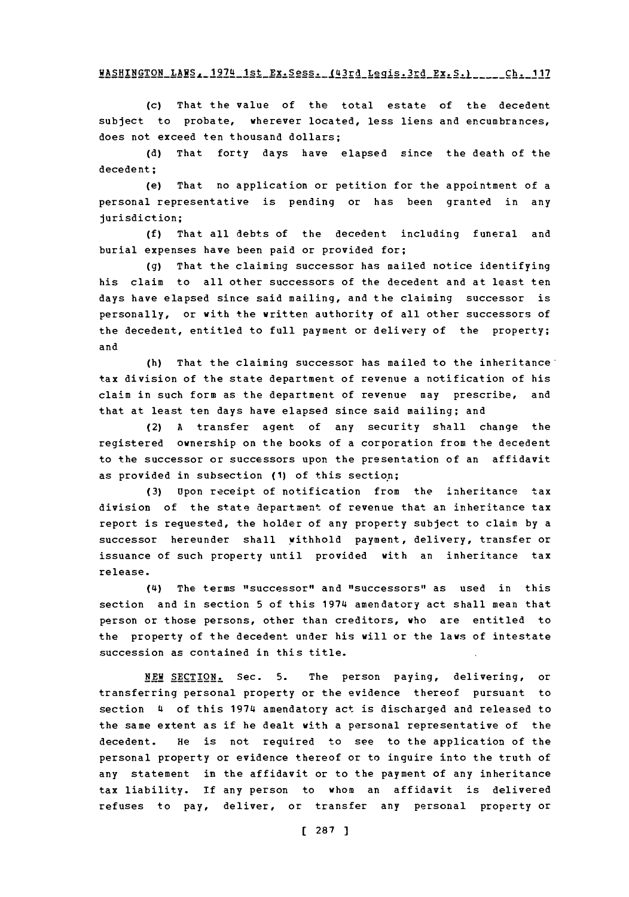(c) That the value of the total estate of the decedent subject to probate, wherever located, less liens and encumbrances, does not exceed ten thousand dollars;

(d) That forty days have elapsed since the death of the decedent;

(e) That no application or petition for the appointment of a personal representative is pending or has been granted in any jurisdiction;

(f) That all debts of the decedent including funeral and burial expenses have been paid or provided for;

(g) That the claiming successor has mailed notice identifying his claim to all other successors of the decedent and at least ten days have elapsed since said mailing, and the claiming successor is personally, or with the written authority of all other successors of the decedent, entitled to full payment or delivery of the property; and

(h) That the claiming successor has mailed to the inheritance tax division of the state department of revenue a notification of his claim in such form as the department of revenue may prescribe, and that at least ten days have elapsed since said mailing; and

(2) A transfer agent of any security shall change the registered ownership on the books of a corporation from the decedent to the successor or successors upon the presentation of an affidavit as provided in subsection (1) of this section;

(3) Upon receipt of notification from the inheritance tax division of the state department of revenue that an inheritance tax report is requested, the holder of any property subject to claim by a successor hereunder shall withhold payment, delivery, transfer or issuance of such property until provided with an inheritance tax release.

(4) The terms "successor" and "successors" as used in this section and in section 5 of this 1974 amendatory act shall mean that person or those persons, other than creditors, who are entitled to the property of the decedent under his will or the laws of intestate succession as contained in this title.

NEW SECTION. Sec. 5. The person paying, delivering, or transferring personal property or the evidence thereof pursuant to section 4 of this 1974 amendatory act is discharged and released to the same extent as if he dealt with a personal representative of the decedent. He is not required to see to the application of the personal property or evidence thereof or to inquire into the truth of any statement in the affidavit or to the payment of any inheritance tax liability. If any person to whom an affidavit is delivered refuses to pay, deliver, or transfer any personal property or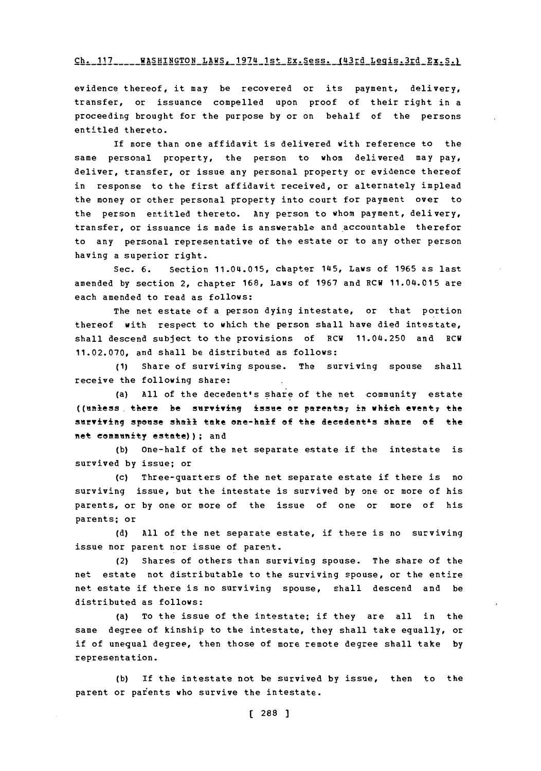evidence thereof, it may be recovered or its payment, delivery, transfer, or issuance compelled upon proof of their right in a proceeding brought for the purpose by or on behalf of the persons entitled thereto.

If more than one affidavit is delivered with reference to the same personal property, the person to whom delivered may pay, deliver, transfer, or issue any personal property or evidence thereof in response to the first affidavit received, or alternately implead the money or other personal property into court for payment over to the person entitled thereto. Any person to whom payment, delivery, transfer, or issuance is made is answerable and accountable therefor to any personal representative of the estate or to any other person having a superior right.

Sec. 6. Section 11.04.015, chapter 145, Laws of 1965 as last amended by section 2, chapter 168, Laws of 1967 and RCW 11.04.015 are each amended to read as follows:

The net estate of a person dying intestate, or that portion thereof with respect to which the person shall have died intestate, shall descend subject to the provisions of RCW 11.04.250 and RCW 11.02.070, and shall be distributed as follows:

(1) Share of surviving spouse. The surviving spouse shall receive the following share:

(a) All of the decedent's share of the net community estate ((unless there be surviving issue or parents; in which event, the surviving spouse shall take one-half of the decedent's share of the net community estate)); and

(b) One-half of the net separate estate if the intestate is survived by issue; or

(c) Three-quarters of the net separate estate if there is no surviving issue, but the intestate is survived by one or more of his parents, or by one or more of the issue of one or more of his parents; or

(d) All of the net separate estate, if there is no surviving issue nor parent nor issue of parent.

(2) Shares of others than surviving spouse. The share of the net estate not distributable to the surviving spouse, or the entire net estate if there is no surviving spouse, shall descend and be distributed as follows:

(a) To the issue of the intestate; if they are all in the same degree of kinship to the intestate, they shall take equally, or if of unequal degree, then those of more remote degree shall take by representation.

(b) If the intestate not be survived by issue, then to the parent or parents who survive the intestate.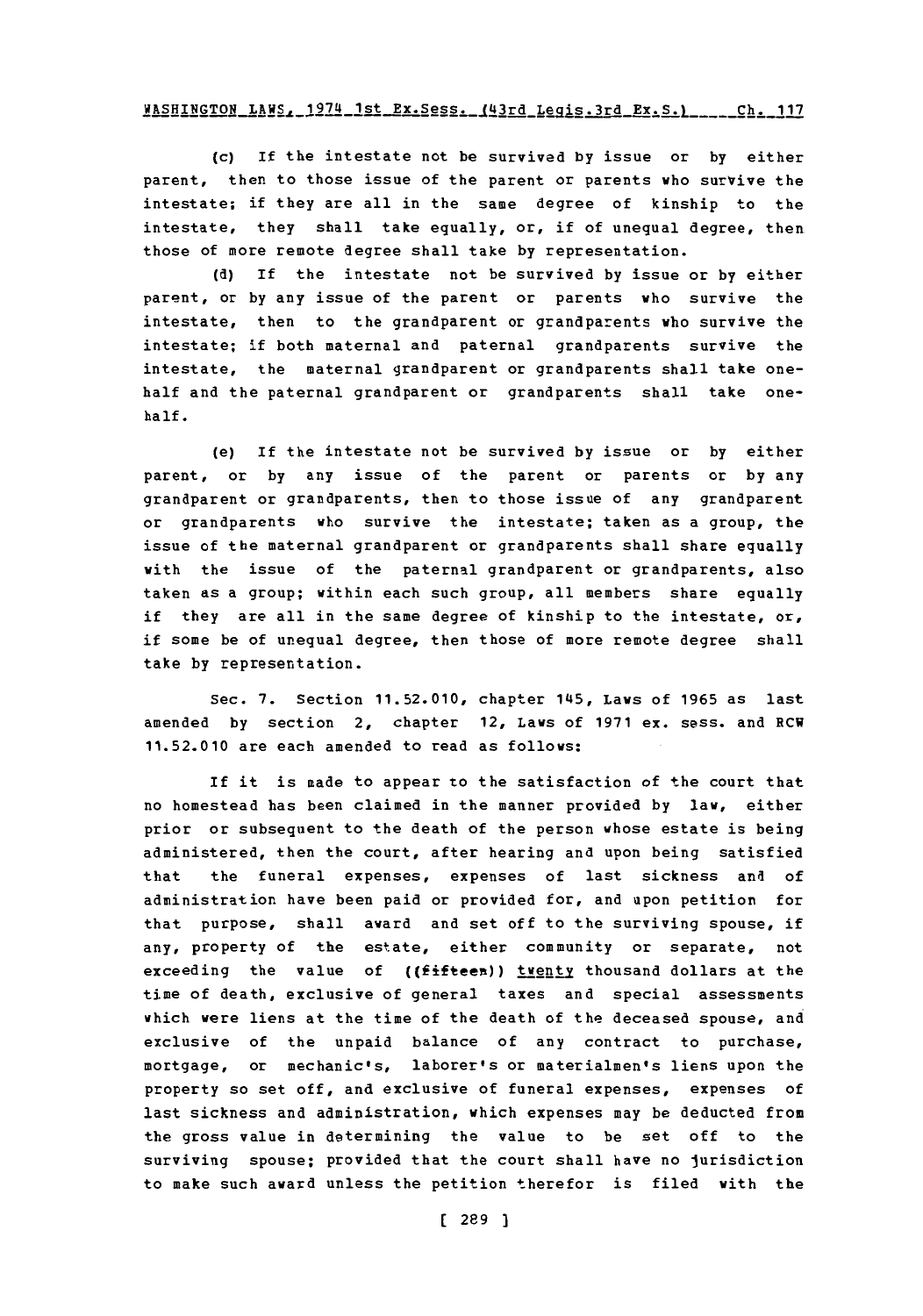(c) If the intestate not be survived by issue or by either parent, then to those issue of the parent or parents who survive the intestate; if they are all in the same degree of kinship to the intestate, they shall take equally, or, if of unequal degree, then those of more remote degree shall take by representation.

(d) If the intestate not be survived by issue or by either parent, or by any issue of the parent or parents who survive the intestate, then to the grandparent or grandparents who survive the intestate; if both maternal and paternal grandparents survive the intestate, the maternal grandparent or grandparents shall take one-half and the paternal grandparent or grandparents shall take one-half.

(e) If the intestate not be survived by issue or by either parent, or by any issue of the parent or parents or by any grandparent or grandparents, then to those issue of any grandparent or grandparents who survive the intestate; taken as a group, the issue of the maternal grandparent or grandparents shall share equally with the issue of the paternal grandparent or grandparents, also taken as a group; within each such group, all members share equally if they are all in the same degree of kinship to the intestate, or, if some be of unequal degree, then those of more remote degree shall take by representation.

Sec. 7. Section 11.52.010, chapter 145, Laws of 1965 as last amended by section 2, chapter 12, Laws of 1971 ex. sess. and RCW 11.52.010 are each amended to read as follows:

If it is made to appear to the satisfaction of the court that no homestead has been claimed in the manner provided by law, either prior or subsequent to the death of the person whose estate is being administered, then the court, after hearing and upon being satisfied that the funeral expenses, expenses of last sickness and of administration have been paid or provided for, and upon petition for that purpose, shall award and set off to the surviving spouse, if any, property of the estate, either community or separate, not exceeding the value of ((~~fifteen~~)) <u>twenty</u> thousand dollars at the time of death, exclusive of general taxes and special assessments which were liens at the time of the death of the deceased spouse, and exclusive of the unpaid balance of any contract to purchase, mortgage, or mechanic's, laborer's or materialmen's liens upon the property so set off, and exclusive of funeral expenses, expenses of last sickness and administration, which expenses may be deducted from the gross value in determining the value to be set off to the surviving spouse; provided that the court shall have no jurisdiction to make such award unless the petition therefor is filed with the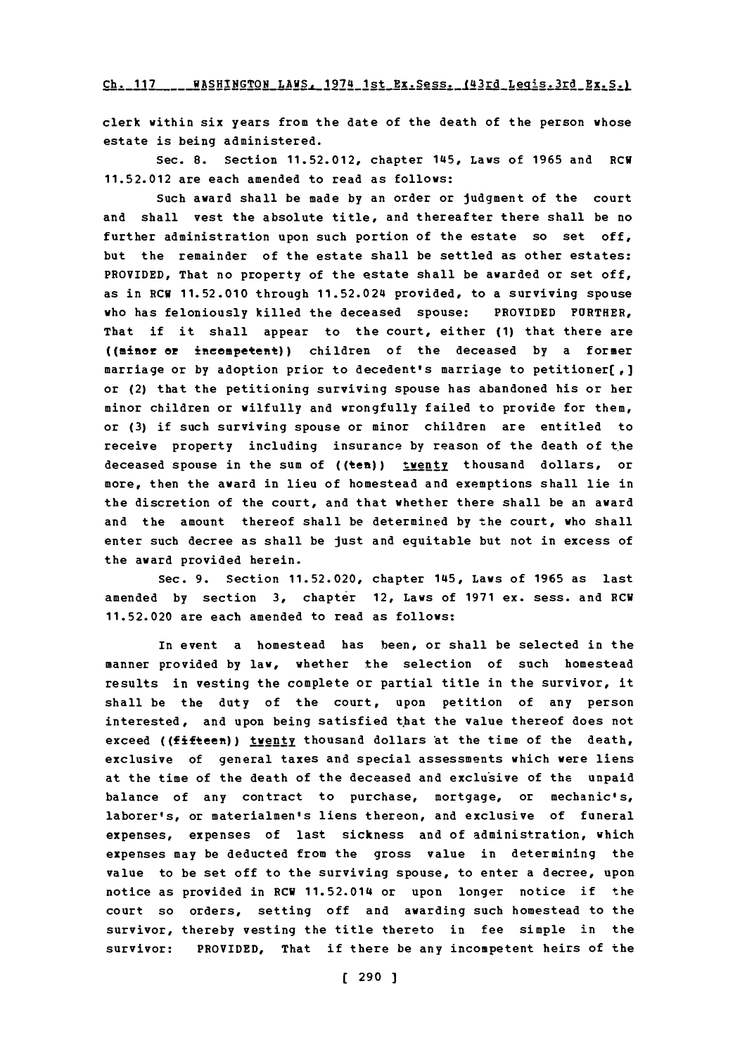clerk within six years from the date of the death of the person whose estate is being administered.

Sec. 8. Section 11.52.012, chapter 145, Laws of 1965 and RCW 11.52.012 are each amended to read as follows:

Such award shall be made by an order or judgment of the court and shall vest the absolute title, and thereafter there shall be no further administration upon such portion of the estate so set off, but the remainder of the estate shall be settled as other estates: PROVIDED, That no property of the estate shall be awarded or set off, as in RCW 11.52.010 through 11.52.024 provided, to a surviving spouse who has feloniously killed the deceased spouse: PROVIDED FURTHER, That if it shall appear to the court, either (1) that there are ((minor or incompetent)) children of the deceased by a former marriage or by adoption prior to decedent's marriage to petitioner[,] or (2) that the petitioning surviving spouse has abandoned his or her minor children or wilfully and wrongfully failed to provide for them, or (3) if such surviving spouse or minor children are entitled to receive property including insurance by reason of the death of the deceased spouse in the sum of ((ten)) twenty thousand dollars, or more, then the award in lieu of homestead and exemptions shall lie in the discretion of the court, and that whether there shall be an award and the amount thereof shall be determined by the court, who shall enter such decree as shall be just and equitable but not in excess of the award provided herein.

Sec. 9. Section 11.52.020, chapter 145, Laws of 1965 as last amended by section 3, chapter 12, Laws of 1971 ex. sess. and RCW 11.52.020 are each amended to read as follows:

In event a homestead has been, or shall be selected in the manner provided by law, whether the selection of such homestead results in vesting the complete or partial title in the survivor, it shall be the duty of the court, upon petition of any person interested, and upon being satisfied that the value thereof does not exceed ((fifteen)) twenty thousand dollars at the time of the death, exclusive of general taxes and special assessments which were liens at the time of the death of the deceased and exclusive of the unpaid balance of any contract to purchase, mortgage, or mechanic's, laborer's, or materialmen's liens thereon, and exclusive of funeral expenses, expenses of last sickness and of administration, which expenses may be deducted from the gross value in determining the value to be set off to the surviving spouse, to enter a decree, upon notice as provided in RCW 11.52.014 or upon longer notice if the court so orders, setting off and awarding such homestead to the survivor, thereby vesting the title thereto in fee simple in the survivor: PROVIDED, That if there be any incompetent heirs of the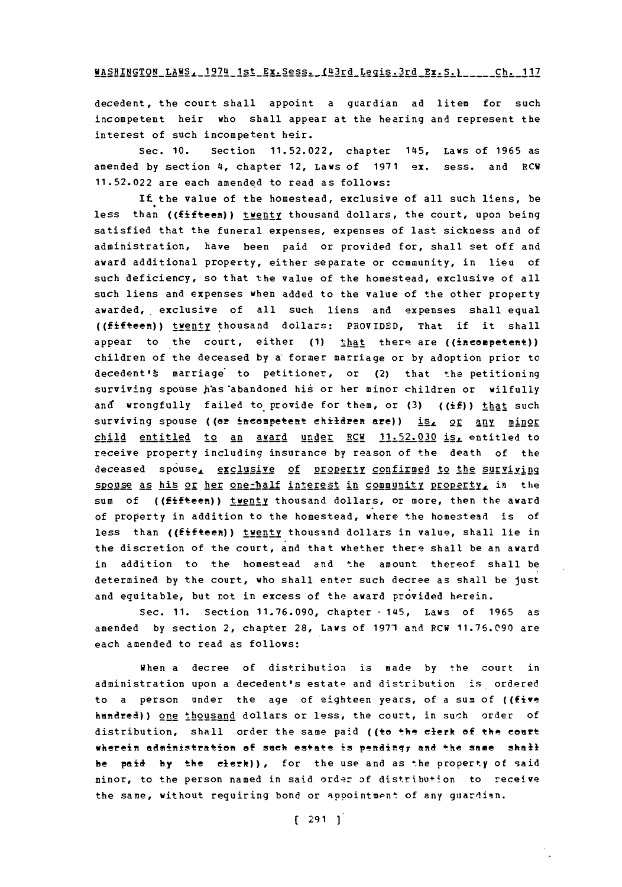decedent, the court shall appoint a guardian ad litem for such incompetent heir who shall appear at the hearing and represent the interest of such incompetent heir.

Sec. 10. Section 11.52.022, chapter 145, Laws of 1965 as amended by section 4, chapter 12, Laws of 1971 ex. sess. and RCW 11.52.022 are each amended to read as follows:

If the value of the homestead, exclusive of all such liens, be less than ((fifteen)) twenty thousand dollars, the court, upon being satisfied that the funeral expenses, expenses of last sickness and of administration, have been paid or provided for, shall set off and award additional property, either separate or community, in lieu of such deficiency, so that the value of the homestead, exclusive of all such liens and expenses when added to the value of the other property awarded, exclusive of all such liens and expenses shall equal ((fifteen)) twenty thousand dollars: PROVIDED, That if it shall appear to the court, either (1) that there are ((incompetent)) children of the deceased by a former marriage or by adoption prior to decedent's marriage to petitioner, or (2) that the petitioning surviving spouse has abandoned his or her minor children or wilfully and wrongfully failed to provide for them, or (3) ((if)) that such surviving spouse ((or incompetent children are)) is, or any minor child entitled to an award under RCW 11.52.030 is, entitled to receive property including insurance by reason of the death of the deceased spouse, exclusive of property confirmed to the surviving spouse as his or her one-half interest in community property, in the sum of ((fifteen)) twenty thousand dollars, or more, then the award of property in addition to the homestead, where the homestead is of less than ((fifteen)) twenty thousand dollars in value, shall lie in the discretion of the court, and that whether there shall be an award in addition to the homestead and the amount thereof shall be determined by the court, who shall enter such decree as shall be just and equitable, but not in excess of the award provided herein.

Sec. 11. Section 11.76.090, chapter 145, Laws of 1965 as amended by section 2, chapter 28, Laws of 1971 and RCW 11.76.090 are each amended to read as follows:

When a decree of distribution is made by the court in administration upon a decedent's estate and distribution is ordered to a person under the age of eighteen years, of a sum of ((five hundred)) one thousand dollars or less, the court, in such order of distribution, shall order the same paid ((to the clerk of the court wherein administration of such estate is pending, and the same shall be paid by the clerk)), for the use and as the property of said minor, to the person named in said order of distribution to receive the same, without requiring bond or appointment of any guardian.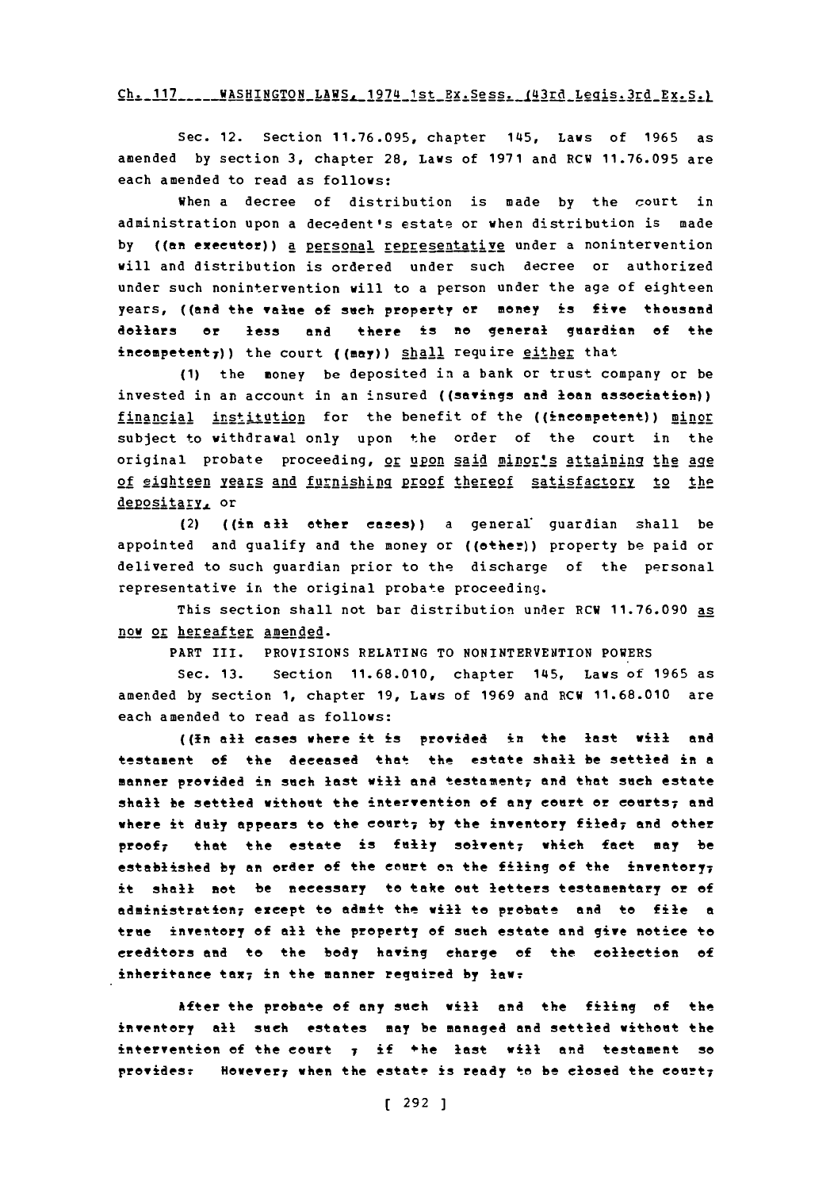Sec. 12. Section 11.76.095, chapter 145, Laws of 1965 as amended by section 3, chapter 28, Laws of 1971 and RCW 11.76.095 are each amended to read as follows:

When a decree of distribution is made by the court in administration upon a decedent's estate or when distribution is made by ((an executor)) a personal representative under a nonintervention will and distribution is ordered under such decree or authorized under such nonintervention will to a person under the age of eighteen years, ((and the value of such property or money is five thousand dollars or less and there is no general guardian of the incompetent,)) the court ((may)) shall require either that

(1) the money be deposited in a bank or trust company or be invested in an account in an insured ((savings and loan association)) financial institution for the benefit of the ((incompetent)) minor subject to withdrawal only upon the order of the court in the original probate proceeding, or upon said minor's attaining the age of eighteen years and furnishing proof thereof satisfactory to the depositary, or

(2) ((in all other cases)) a general guardian shall be appointed and qualify and the money or ((other)) property be paid or delivered to such guardian prior to the discharge of the personal representative in the original probate proceeding.

This section shall not bar distribution under RCW 11.76.090 as now or hereafter amended.

PART III. PROVISIONS RELATING TO NONINTERVENTION POWERS

Sec. 13. Section 11.68.010, chapter 145, Laws of 1965 as amended by section 1, chapter 19, Laws of 1969 and RCW 11.68.010 are each amended to read as follows:

((In all cases where it is provided in the last will and testament of the deceased that the estate shall be settled in a manner provided in such last will and testament, and that such estate shall be settled without the intervention of any court or courts, and where it duly appears to the court, by the inventory filed, and other proof, that the estate is fully solvent, which fact may be established by an order of the court on the filing of the inventory, it shall not be necessary to take out letters testamentary or of administration, except to admit the will to probate and to file a true inventory of all the property of such estate and give notice to creditors and to the body having charge of the collection of inheritance tax, in the manner required by law.

After the probate of any such will and the filing of the inventory all such estates may be managed and settled without the intervention of the court , if the last will and testament so provides. However, when the estate is ready to be closed the court,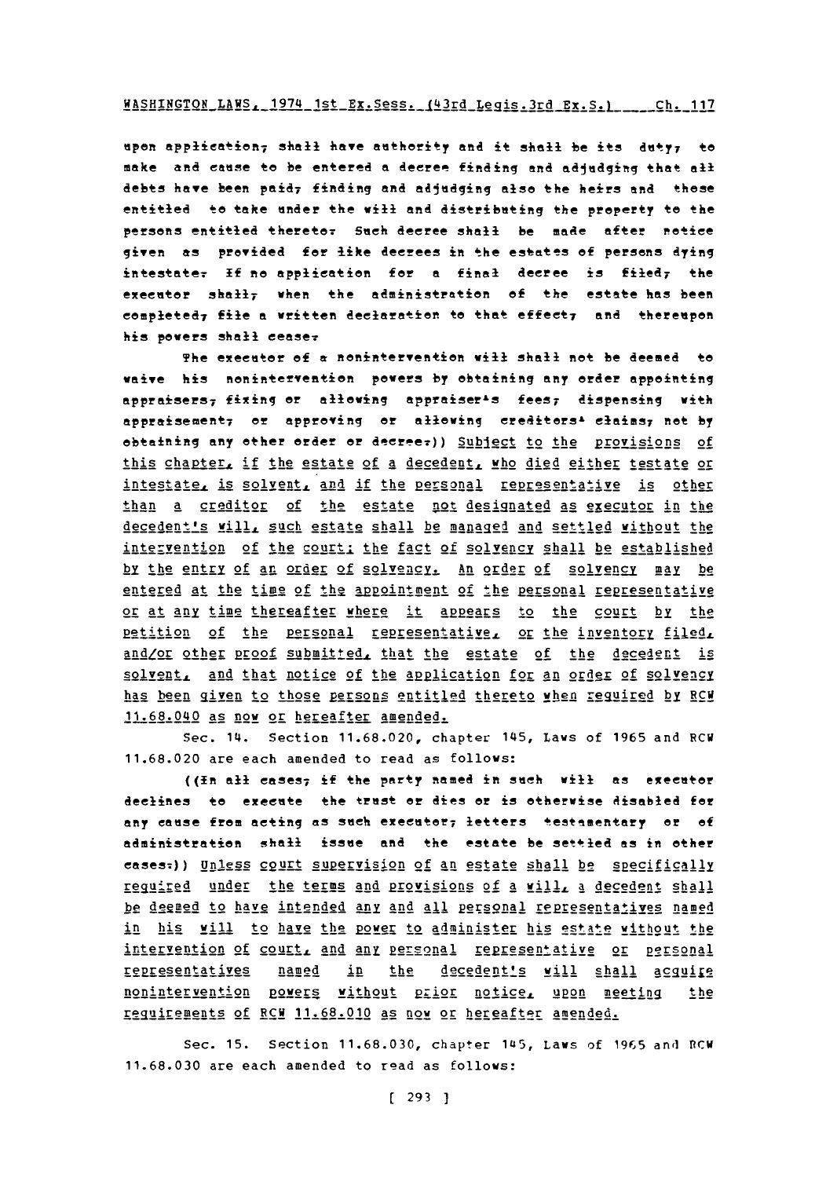upon application, shall have authority and it shall be its duty, to make and cause to be entered a decree finding and adjudging that all debts have been paid, finding and adjudging also the heirs and those entitled to take under the will and distributing the property to the persons entitled thereto. Such decree shall be made after notice given as provided for like decrees in the estates of persons dying intestate. If no application for a final decree is filed, the executor shall, when the administration of the estate has been completed, file a written declaration to that effect, and thereupon his powers shall cease.

The executor of a nonintervention will shall not be deemed to waive his nonintervention powers by obtaining any order appointing appraisers, fixing or allowing appraiser's fees, dispensing with appraisement, or approving or allowing creditors' claims, nor by obtaining any other order or decree.)) Subject to the provisions of this chapter, if the estate of a decedent, who died either testate or intestate, is solvent, and if the personal representative is other than a creditor of the estate not designated as executor in the decedent's will, such estate shall be managed and settled without the intervention of the court; the fact of solvency shall be established by the entry of an order of solvency. An order of solvency may be entered at the time of the appointment of the personal representative or at any time thereafter where it appears to the court by the petition of the personal representative, or the inventory filed, and/or other proof submitted, that the estate of the decedent is solvent, and that notice of the application for an order of solvency has been given to those persons entitled thereto when required by RCW 11.68.040 as now or hereafter amended.

Sec. 14. Section 11.68.020, chapter 145, Laws of 1965 and RCW 11.68.020 are each amended to read as follows:

((In all cases, if the party named in such will as executor declines to execute the trust or dies or is otherwise disabled for any cause from acting as such executor, letters testamentary or of administration shall issue and the estate be settled as in other cases.)) Unless court supervision of an estate shall be specifically required under the terms and provisions of a will, a decedent shall be deemed to have intended any and all personal representatives named in his will to have the power to administer his estate without the intervention of court, and any personal representative or personal representatives named in the decedent's will shall acquire nonintervention powers without prior notice, upon meeting the requirements of RCW 11.68.010 as now or hereafter amended.

Sec. 15. Section 11.68.030, chapter 145, Laws of 1965 and RCW 11.68.030 are each amended to read as follows: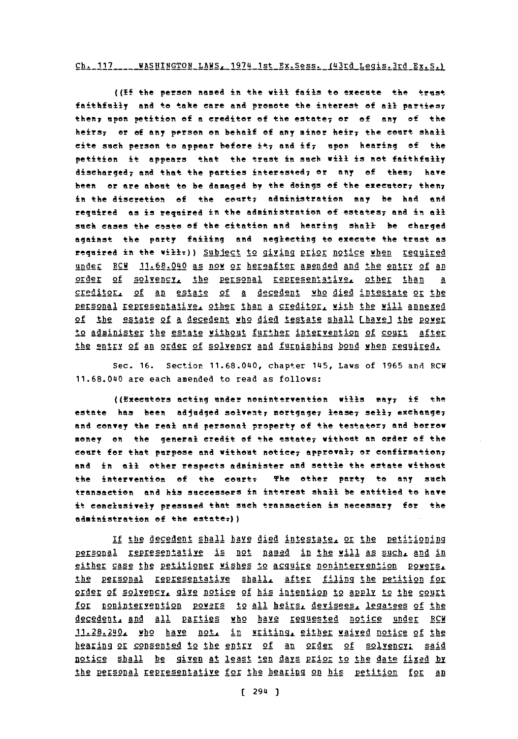((If the person named in the will fails to execute the trust faithfully and to take care and promote the interest of all parties, then, upon petition of a creditor of the estate, or of any of the heirs, or of any person on behalf of any minor heir, the court shall cite such person to appear before it, and if, upon hearing of the petition it appears that the trust in such will is not faithfully discharged, and that the parties interested, or any of them, have been or are about to be damaged by the doings of the executor, then, in the discretion of the court, administration may be had and required as is required in the administration of estates, and in all such cases the costs of the citation and hearing shall be charged against the party failing and neglecting to execute the trust as required in the will.)) Subject to giving prior notice when required under RCW 11.68.040 as now or hereafter amended and the entry of an order of solvency, the personal representative, other than a creditor, of an estate of a decedent who died intestate or the personal representative, other than a creditor, with the will annexed of the estate of a decedent who died testate shall [have] the power to administer the estate without further intervention of court after the entry of an order of solvency and furnishing bond when required.

Sec. 16. Section 11.68.040, chapter 145, Laws of 1965 and RCW 11.68.040 are each amended to read as follows:

((Executors acting under nonintervention wills may, if the estate has been adjudged solvent, mortgage, lease, sell, exchange, and convey the real and personal property of the testator, and borrow money on the general credit of the estate, without an order of the court for that purpose and without notice, approval, or confirmation, and in all other respects administer and settle the estate without the intervention of the court. The other party to any such transaction and his successors in interest shall be entitled to have it conclusively presumed that such transaction is necessary for the administration of the estate.))

If the decedent shall have died intestate, or the petitioning personal representative is not named in the will as such, and in either case the petitioner wishes to acquire nonintervention powers, the personal representative shall, after filing the petition for order of solvency, give notice of his intention to apply to the court for nonintervention powers to all heirs, devisees, legatees of the decedent, and all parties who have requested notice under RCW 11.28.240, who have not, in writing, either waived notice of the hearing or consented to the entry of an order of solvency; said notice shall be given at least ten days prior to the date fixed by the personal representative for the hearing on his petition for an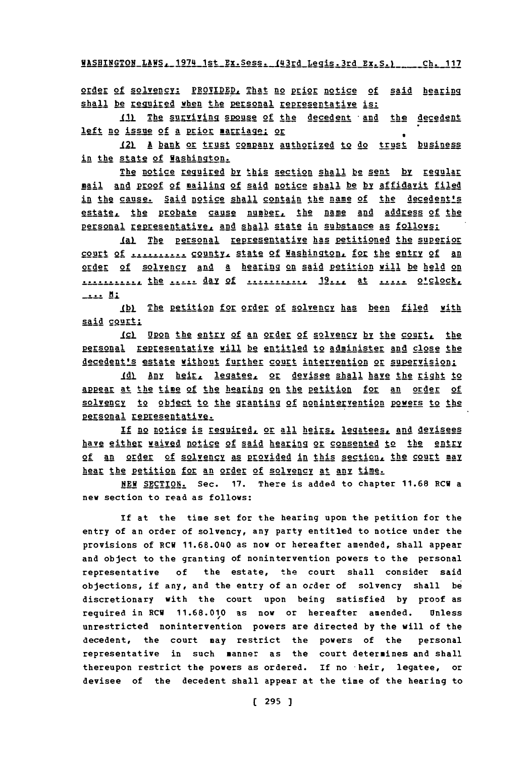order of solvency: PROVIDED, That no prior notice of said hearing shall be required when the personal representative is:

(1) The surviving spouse of the decedent and the decedent left no issue of a prior marriage; or

(2) A bank or trust company authorized to do trust business in the state of Washington.

The notice required by this section shall be sent by regular mail and proof of mailing of said notice shall be by affidavit filed in the cause. Said notice shall contain the name of the decedent's estate, the probate cause number, the name and address of the personal representative, and shall state in substance as follows:

(a) The personal representative has petitioned the superior court of .......... county, state of Washington, for the entry of an order of solvency and a hearing on said petition will be held on .........., the ..... day of .........., 19..., at ..... o'clock, ... M;

(b) The petition for order of solvency has been filed with said court;

(c) Upon the entry of an order of solvency by the court, the personal representative will be entitled to administer and close the decedent's estate without further court intervention or supervision;

(d) Any heir, legatee, or devisee shall have the right to appear at the time of the hearing on the petition for an order of solvency to object to the granting of nonintervention powers to the personal representative.

If no notice is required, or all heirs, legatees, and devisees have either waived notice of said hearing or consented to the entry of an order of solvency as provided in this section, the court may hear the petition for an order of solvency at any time.

NEW SECTION. Sec. 17. There is added to chapter 11.68 RCW a new section to read as follows:

If at the time set for the hearing upon the petition for the entry of an order of solvency, any party entitled to notice under the provisions of RCW 11.68.040 as now or hereafter amended, shall appear and object to the granting of nonintervention powers to the personal representative of the estate, the court shall consider said objections, if any, and the entry of an order of solvency shall be discretionary with the court upon being satisfied by proof as required in RCW 11.68.010 as now or hereafter amended. Unless unrestricted nonintervention powers are directed by the will of the decedent, the court may restrict the powers of the personal representative in such manner as the court determines and shall thereupon restrict the powers as ordered. If no heir, legatee, or devisee of the decedent shall appear at the time of the hearing to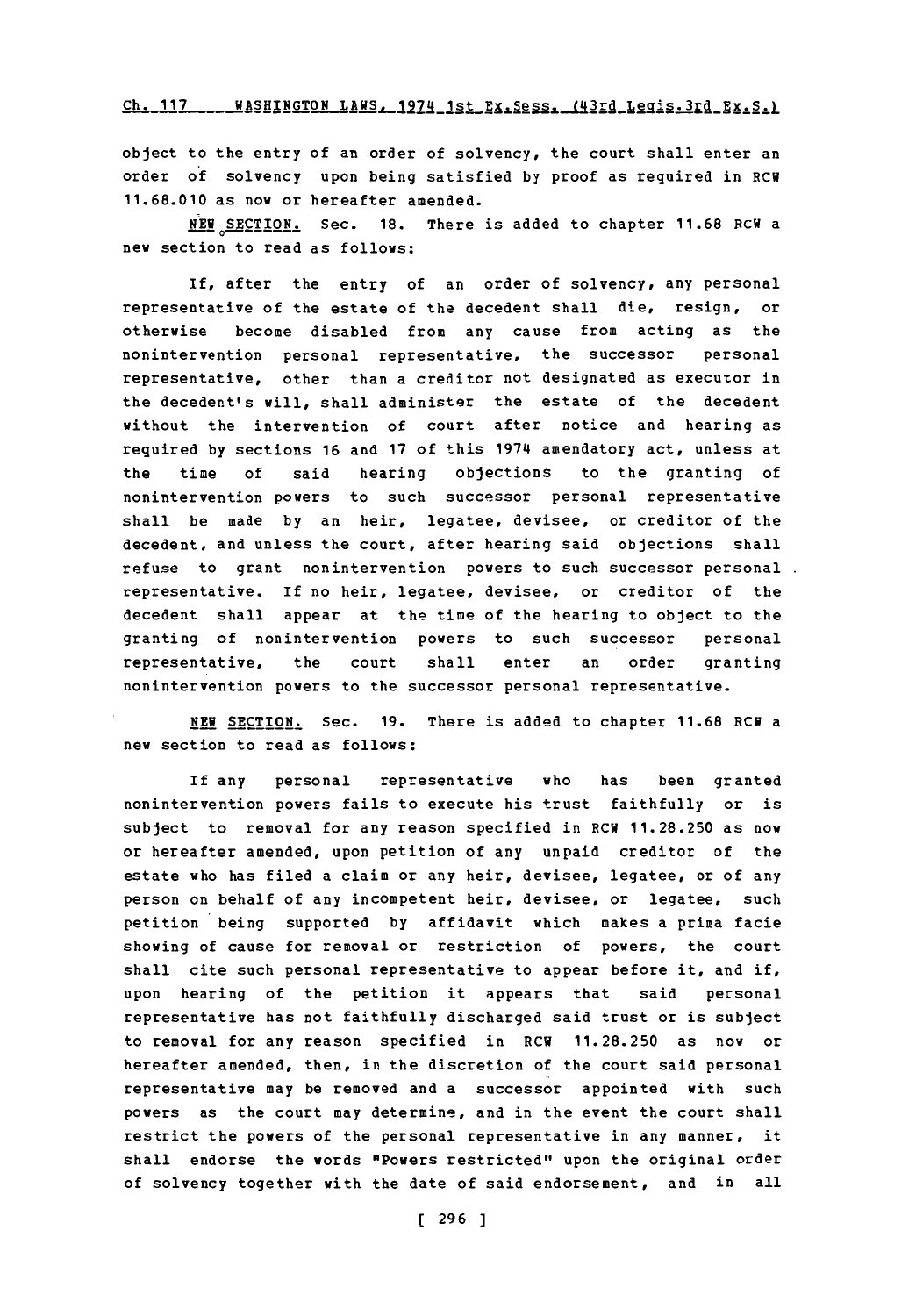object to the entry of an order of solvency, the court shall enter an order of solvency upon being satisfied by proof as required in RCW 11.68.010 as now or hereafter amended.

NEW SECTION. Sec. 18. There is added to chapter 11.68 RCW a new section to read as follows:

If, after the entry of an order of solvency, any personal representative of the estate of the decedent shall die, resign, or otherwise become disabled from any cause from acting as the nonintervention personal representative, the successor personal representative, other than a creditor not designated as executor in the decedent's will, shall administer the estate of the decedent without the intervention of court after notice and hearing as required by sections 16 and 17 of this 1974 amendatory act, unless at the time of said hearing objections to the granting of nonintervention powers to such successor personal representative shall be made by an heir, legatee, devisee, or creditor of the decedent, and unless the court, after hearing said objections shall refuse to grant nonintervention powers to such successor personal representative. If no heir, legatee, devisee, or creditor of the decedent shall appear at the time of the hearing to object to the granting of nonintervention powers to such successor personal representative, the court shall enter an order granting nonintervention powers to the successor personal representative.

NEW SECTION. Sec. 19. There is added to chapter 11.68 RCW a new section to read as follows:

If any personal representative who has been granted nonintervention powers fails to execute his trust faithfully or is subject to removal for any reason specified in RCW 11.28.250 as now or hereafter amended, upon petition of any unpaid creditor of the estate who has filed a claim or any heir, devisee, legatee, or of any person on behalf of any incompetent heir, devisee, or legatee, such petition being supported by affidavit which makes a prima facie showing of cause for removal or restriction of powers, the court shall cite such personal representative to appear before it, and if, upon hearing of the petition it appears that said personal representative has not faithfully discharged said trust or is subject to removal for any reason specified in RCW 11.28.250 as now or hereafter amended, then, in the discretion of the court said personal representative may be removed and a successor appointed with such powers as the court may determine, and in the event the court shall restrict the powers of the personal representative in any manner, it shall endorse the words "Powers restricted" upon the original order of solvency together with the date of said endorsement, and in all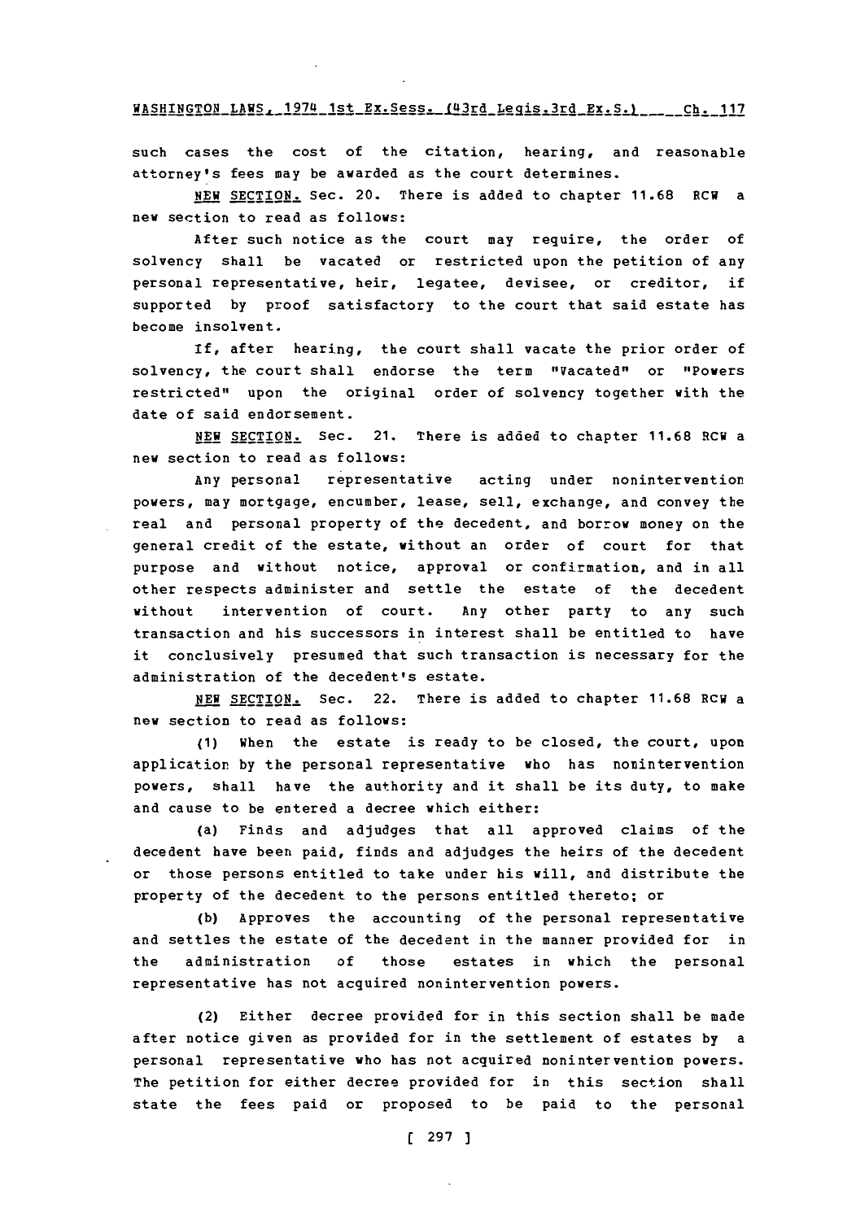such cases the cost of the citation, hearing, and reasonable attorney's fees may be awarded as the court determines.

NEW SECTION. Sec. 20. There is added to chapter 11.68 RCW a new section to read as follows:

After such notice as the court may require, the order of solvency shall be vacated or restricted upon the petition of any personal representative, heir, legatee, devisee, or creditor, if supported by proof satisfactory to the court that said estate has become insolvent.

If, after hearing, the court shall vacate the prior order of solvency, the court shall endorse the term "Vacated" or "Powers restricted" upon the original order of solvency together with the date of said endorsement.

NEW SECTION. Sec. 21. There is added to chapter 11.68 RCW a new section to read as follows:

Any personal representative acting under nonintervention powers, may mortgage, encumber, lease, sell, exchange, and convey the real and personal property of the decedent, and borrow money on the general credit of the estate, without an order of court for that purpose and without notice, approval or confirmation, and in all other respects administer and settle the estate of the decedent without intervention of court. Any other party to any such transaction and his successors in interest shall be entitled to have it conclusively presumed that such transaction is necessary for the administration of the decedent's estate.

NEW SECTION. Sec. 22. There is added to chapter 11.68 RCW a new section to read as follows:

(1) When the estate is ready to be closed, the court, upon application by the personal representative who has nonintervention powers, shall have the authority and it shall be its duty, to make and cause to be entered a decree which either:

(a) Finds and adjudges that all approved claims of the decedent have been paid, finds and adjudges the heirs of the decedent or those persons entitled to take under his will, and distribute the property of the decedent to the persons entitled thereto; or

(b) Approves the accounting of the personal representative and settles the estate of the decedent in the manner provided for in the administration of those estates in which the personal representative has not acquired nonintervention powers.

(2) Either decree provided for in this section shall be made after notice given as provided for in the settlement of estates by a personal representative who has not acquired nonintervention powers. The petition for either decree provided for in this section shall state the fees paid or proposed to be paid to the personal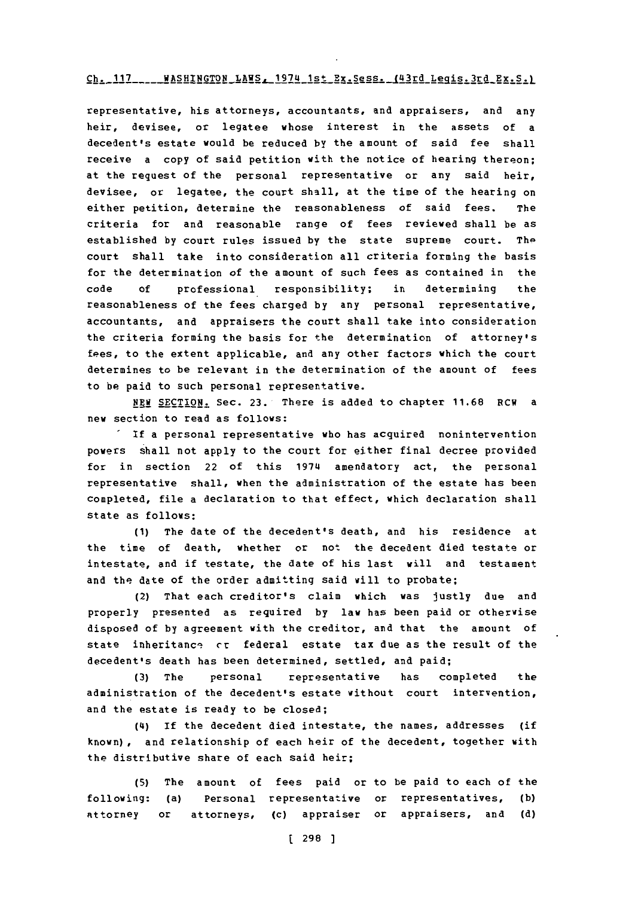representative, his attorneys, accountants, and appraisers, and any heir, devisee, or legatee whose interest in the assets of a decedent's estate would be reduced by the amount of said fee shall receive a copy of said petition with the notice of hearing thereon; at the request of the personal representative or any said heir, devisee, or legatee, the court shall, at the time of the hearing on either petition, determine the reasonableness of said fees. The criteria for and reasonable range of fees reviewed shall be as established by court rules issued by the state supreme court. The court shall take into consideration all criteria forming the basis for the determination of the amount of such fees as contained in the code of professional responsibility; in determining the reasonableness of the fees charged by any personal representative, accountants, and appraisers the court shall take into consideration the criteria forming the basis for the determination of attorney's fees, to the extent applicable, and any other factors which the court determines to be relevant in the determination of the amount of fees to be paid to such personal representative.

NEW SECTION. Sec. 23. There is added to chapter 11.68 RCW a new section to read as follows:

If a personal representative who has acquired nonintervention powers shall not apply to the court for either final decree provided for in section 22 of this 1974 amendatory act, the personal representative shall, when the administration of the estate has been completed, file a declaration to that effect, which declaration shall state as follows:

(1) The date of the decedent's death, and his residence at the time of death, whether or not the decedent died testate or intestate, and if testate, the date of his last will and testament and the date of the order admitting said will to probate;

(2) That each creditor's claim which was justly due and properly presented as required by law has been paid or otherwise disposed of by agreement with the creditor, and that the amount of state inheritance or federal estate tax due as the result of the decedent's death has been determined, settled, and paid;

(3) The personal representative has completed the administration of the decedent's estate without court intervention, and the estate is ready to be closed;

(4) If the decedent died intestate, the names, addresses (if known), and relationship of each heir of the decedent, together with the distributive share of each said heir;

(5) The amount of fees paid or to be paid to each of the following: (a) Personal representative or representatives, (b) attorney or attorneys, (c) appraiser or appraisers, and (d)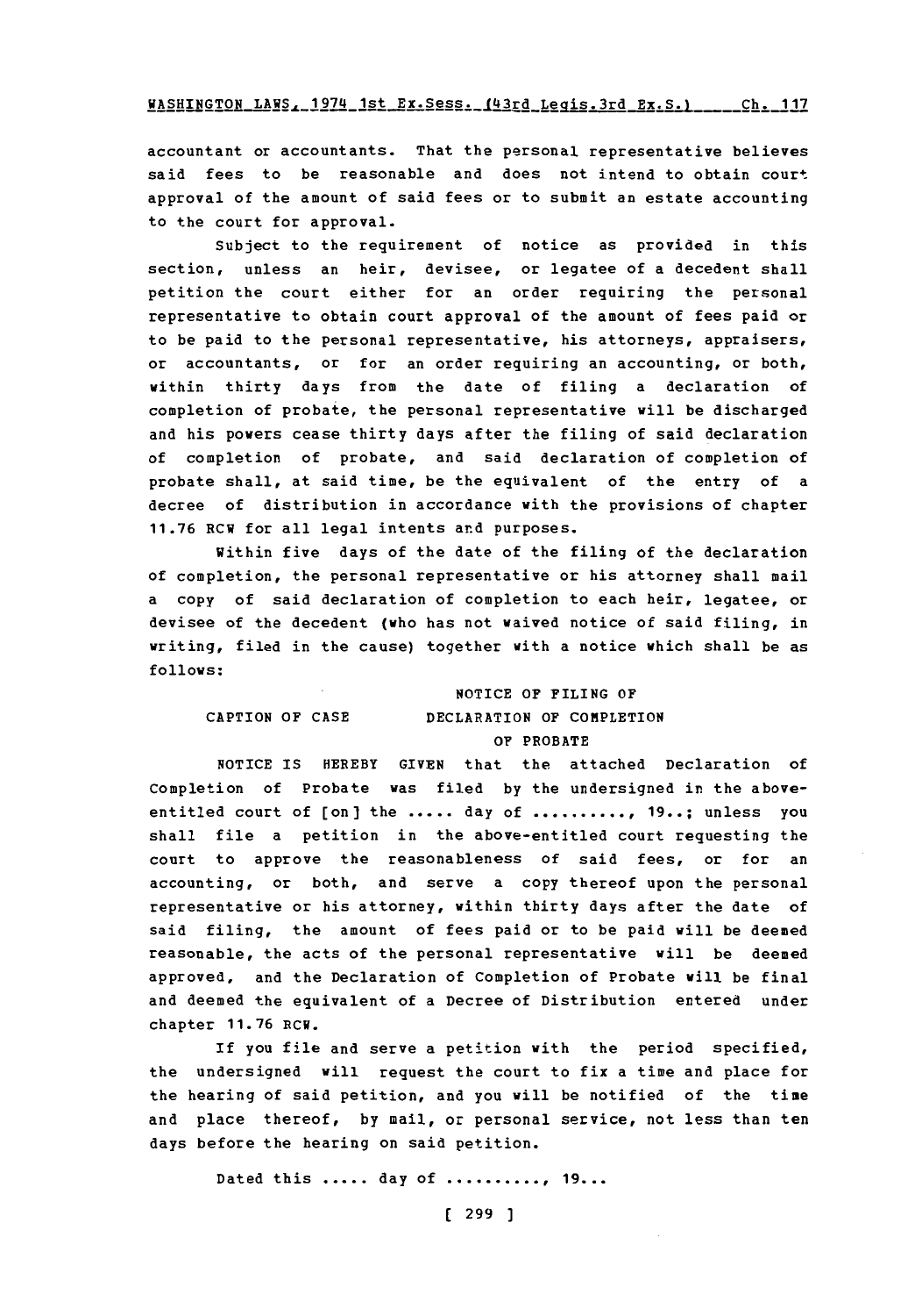accountant or accountants. That the personal representative believes said fees to be reasonable and does not intend to obtain court approval of the amount of said fees or to submit an estate accounting to the court for approval.

Subject to the requirement of notice as provided in this section, unless an heir, devisee, or legatee of a decedent shall petition the court either for an order requiring the personal representative to obtain court approval of the amount of fees paid or to be paid to the personal representative, his attorneys, appraisers, or accountants, or for an order requiring an accounting, or both, within thirty days from the date of filing a declaration of completion of probate, the personal representative will be discharged and his powers cease thirty days after the filing of said declaration of completion of probate, and said declaration of completion of probate shall, at said time, be the equivalent of the entry of a decree of distribution in accordance with the provisions of chapter 11.76 RCW for all legal intents and purposes.

Within five days of the date of the filing of the declaration of completion, the personal representative or his attorney shall mail a copy of said declaration of completion to each heir, legatee, or devisee of the decedent (who has not waived notice of said filing, in writing, filed in the cause) together with a notice which shall be as follows:

CAPTION OF CASE

NOTICE OF FILING OF
DECLARATION OF COMPLETION
OF PROBATE

NOTICE IS HEREBY GIVEN that the attached Declaration of Completion of Probate was filed by the undersigned in the above-entitled court of [on] the ..... day of .........., 19..; unless you shall file a petition in the above-entitled court requesting the court to approve the reasonableness of said fees, or for an accounting, or both, and serve a copy thereof upon the personal representative or his attorney, within thirty days after the date of said filing, the amount of fees paid or to be paid will be deemed reasonable, the acts of the personal representative will be deemed approved, and the Declaration of Completion of Probate will be final and deemed the equivalent of a Decree of Distribution entered under chapter 11.76 RCW.

If you file and serve a petition with the period specified, the undersigned will request the court to fix a time and place for the hearing of said petition, and you will be notified of the time and place thereof, by mail, or personal service, not less than ten days before the hearing on said petition.

Dated this ..... day of .........., 19...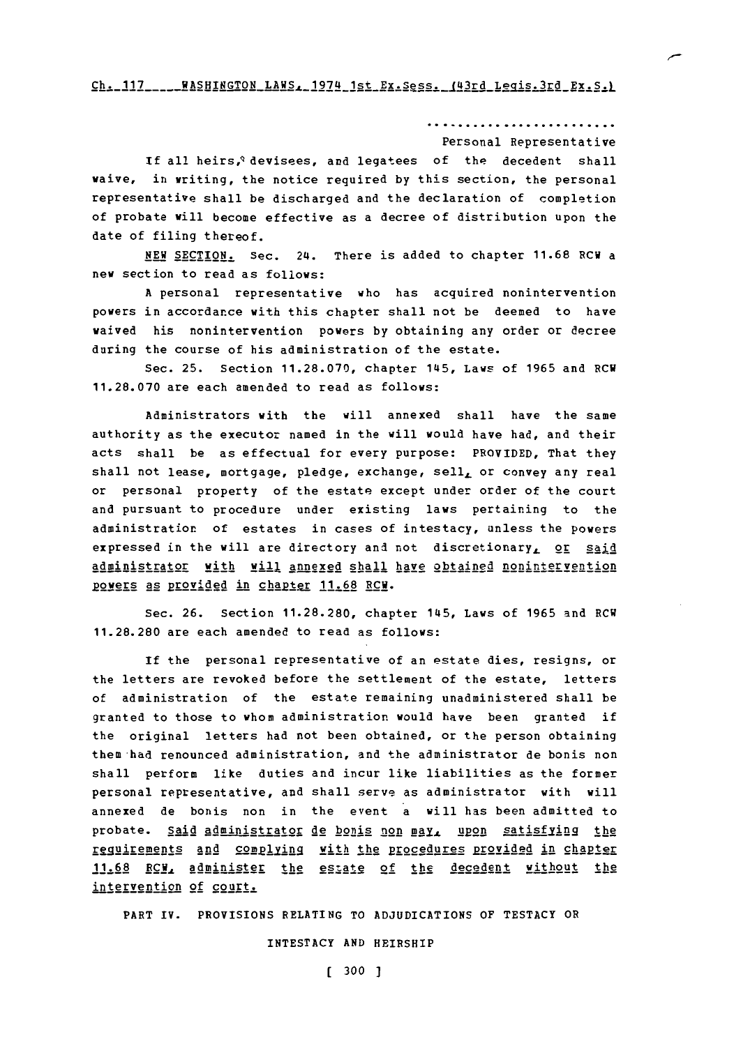Personal Representative

If all heirs, devisees, and legatees of the decedent shall waive, in writing, the notice required by this section, the personal representative shall be discharged and the declaration of completion of probate will become effective as a decree of distribution upon the date of filing thereof.

NEW SECTION. Sec. 24. There is added to chapter 11.68 RCW a new section to read as follows:

A personal representative who has acquired nonintervention powers in accordance with this chapter shall not be deemed to have waived his nonintervention powers by obtaining any order or decree during the course of his administration of the estate.

Sec. 25. Section 11.28.070, chapter 145, Laws of 1965 and RCW 11.28.070 are each amended to read as follows:

Administrators with the will annexed shall have the same authority as the executor named in the will would have had, and their acts shall be as effectual for every purpose: PROVIDED, That they shall not lease, mortgage, pledge, exchange, sell, or convey any real or personal property of the estate except under order of the court and pursuant to procedure under existing laws pertaining to the administration of estates in cases of intestacy, unless the powers expressed in the will are directory and not discretionary, or said administrator with will annexed shall have obtained nonintervention powers as provided in chapter 11.68 RCW.

Sec. 26. Section 11.28.280, chapter 145, Laws of 1965 and RCW 11.28.280 are each amended to read as follows:

If the personal representative of an estate dies, resigns, or the letters are revoked before the settlement of the estate, letters of administration of the estate remaining unadministered shall be granted to those to whom administration would have been granted if the original letters had not been obtained, or the person obtaining them had renounced administration, and the administrator de bonis non shall perform like duties and incur like liabilities as the former personal representative, and shall serve as administrator with will annexed de bonis non in the event a will has been admitted to probate. Said administrator de bonis non may, upon satisfying the requirements and complying with the procedures provided in chapter 11.68 RCW, administer the estate of the decedent without the intervention of court.

PART IV. PROVISIONS RELATING TO ADJUDICATIONS OF TESTACY OR INTESTACY AND HEIRSHIP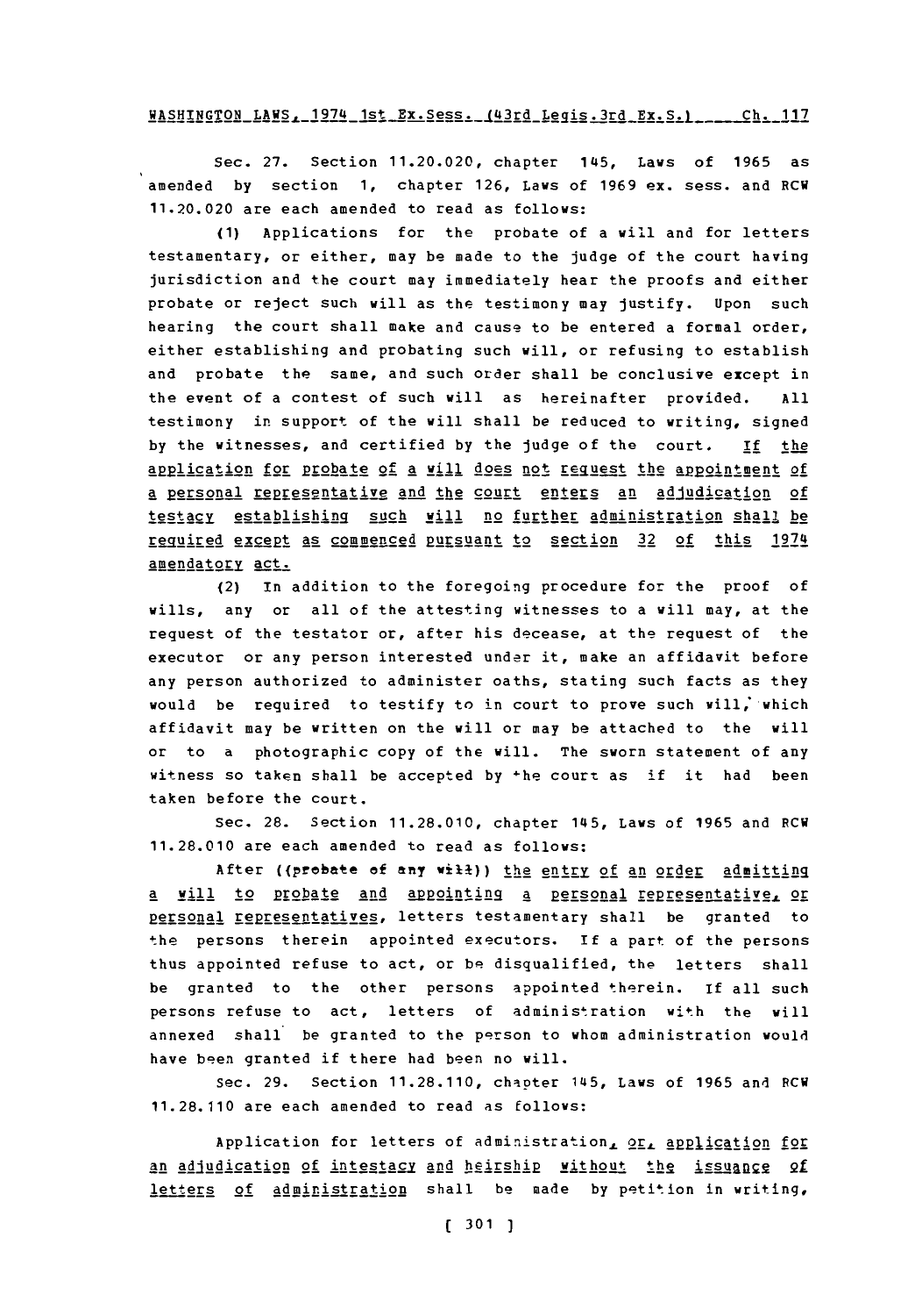Sec. 27. Section 11.20.020, chapter 145, Laws of 1965 as amended by section 1, chapter 126, Laws of 1969 ex. sess. and RCW 11.20.020 are each amended to read as follows:

(1) Applications for the probate of a will and for letters testamentary, or either, may be made to the judge of the court having jurisdiction and the court may immediately hear the proofs and either probate or reject such will as the testimony may justify. Upon such hearing the court shall make and cause to be entered a formal order, either establishing and probating such will, or refusing to establish and probate the same, and such order shall be conclusive except in the event of a contest of such will as hereinafter provided. All testimony in support of the will shall be reduced to writing, signed by the witnesses, and certified by the judge of the court. If the application for probate of a will does not request the appointment of a personal representative and the court enters an adjudication of testacy establishing such will no further administration shall be required except as commenced pursuant to section 32 of this 1974 amendatory act.

(2) In addition to the foregoing procedure for the proof of wills, any or all of the attesting witnesses to a will may, at the request of the testator or, after his decease, at the request of the executor or any person interested under it, make an affidavit before any person authorized to administer oaths, stating such facts as they would be required to testify to in court to prove such will, which affidavit may be written on the will or may be attached to the will or to a photographic copy of the will. The sworn statement of any witness so taken shall be accepted by the court as if it had been taken before the court.

Sec. 28. Section 11.28.010, chapter 145, Laws of 1965 and RCW 11.28.010 are each amended to read as follows:

After ((probate of any will)) the entry of an order admitting a will to probate and appointing a personal representative, or personal representatives, letters testamentary shall be granted to the persons therein appointed executors. If a part of the persons thus appointed refuse to act, or be disqualified, the letters shall be granted to the other persons appointed therein. If all such persons refuse to act, letters of administration with the will annexed shall be granted to the person to whom administration would have been granted if there had been no will.

Sec. 29. Section 11.28.110, chapter 145, Laws of 1965 and RCW 11.28.110 are each amended to read as follows:

Application for letters of administration, or, application for an adjudication of intestacy and heirship without the issuance of letters of administration shall be made by petition in writing,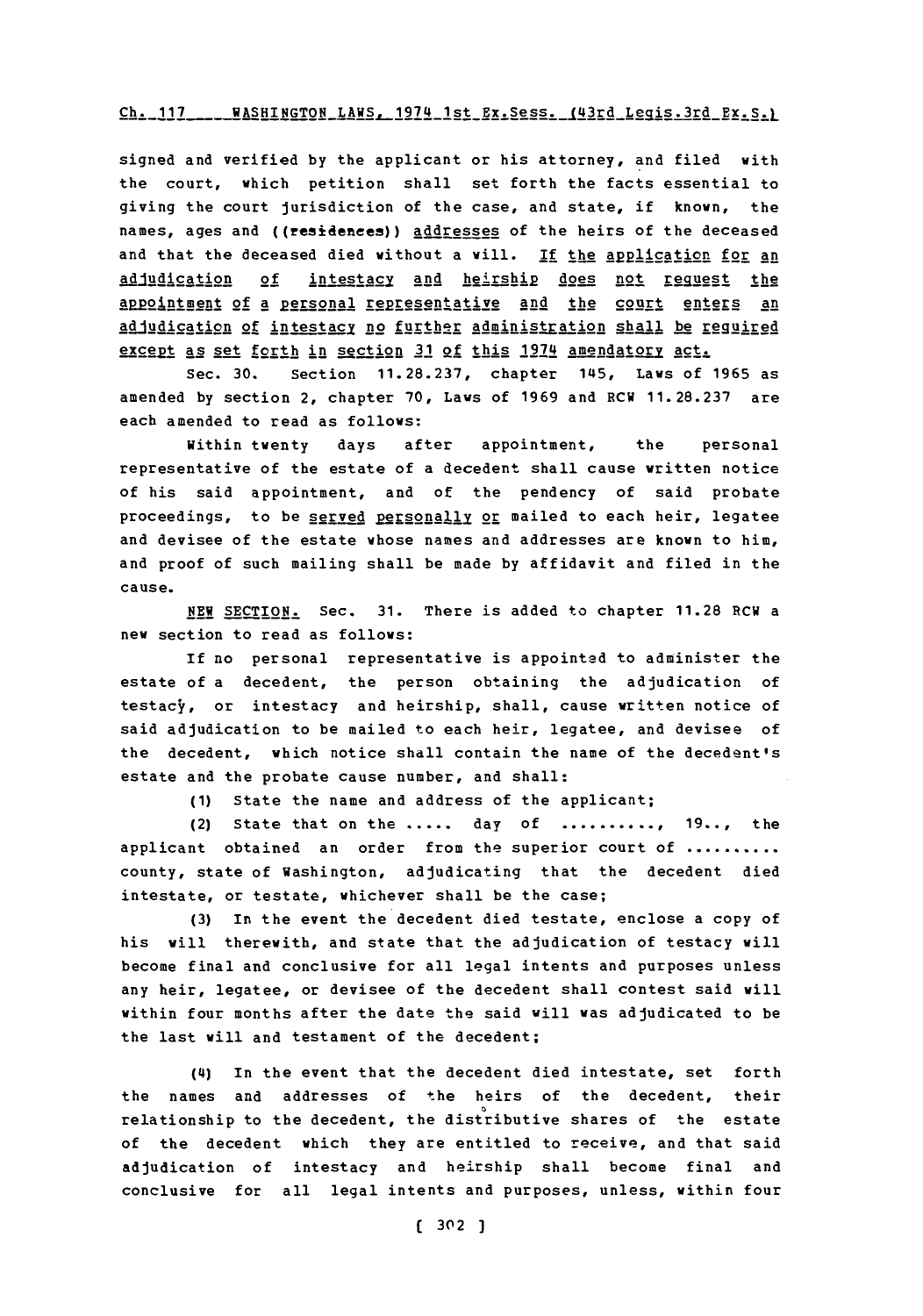signed and verified by the applicant or his attorney, and filed with the court, which petition shall set forth the facts essential to giving the court jurisdiction of the case, and state, if known, the names, ages and ((residences)) addresses of the heirs of the deceased and that the deceased died without a will. If the application for an adjudication of intestacy and heirship does not request the appointment of a personal representative and the court enters an adjudication of intestacy no further administration shall be required except as set forth in section 31 of this 1974 amendatory act.

Sec. 30. Section 11.28.237, chapter 145, Laws of 1965 as amended by section 2, chapter 70, Laws of 1969 and RCW 11.28.237 are each amended to read as follows:

Within twenty days after appointment, the personal representative of the estate of a decedent shall cause written notice of his said appointment, and of the pendency of said probate proceedings, to be served personally or mailed to each heir, legatee and devisee of the estate whose names and addresses are known to him, and proof of such mailing shall be made by affidavit and filed in the cause.

NEW SECTION. Sec. 31. There is added to chapter 11.28 RCW a new section to read as follows:

If no personal representative is appointed to administer the estate of a decedent, the person obtaining the adjudication of testacy, or intestacy and heirship, shall, cause written notice of said adjudication to be mailed to each heir, legatee, and devisee of the decedent, which notice shall contain the name of the decedent's estate and the probate cause number, and shall:

(1) State the name and address of the applicant;

(2) State that on the ..... day of .........., 19.., the applicant obtained an order from the superior court of .......... county, state of Washington, adjudicating that the decedent died intestate, or testate, whichever shall be the case;

(3) In the event the decedent died testate, enclose a copy of his will therewith, and state that the adjudication of testacy will become final and conclusive for all legal intents and purposes unless any heir, legatee, or devisee of the decedent shall contest said will within four months after the date the said will was adjudicated to be the last will and testament of the decedent;

(4) In the event that the decedent died intestate, set forth the names and addresses of the heirs of the decedent, their relationship to the decedent, the distributive shares of the estate of the decedent which they are entitled to receive, and that said adjudication of intestacy and heirship shall become final and conclusive for all legal intents and purposes, unless, within four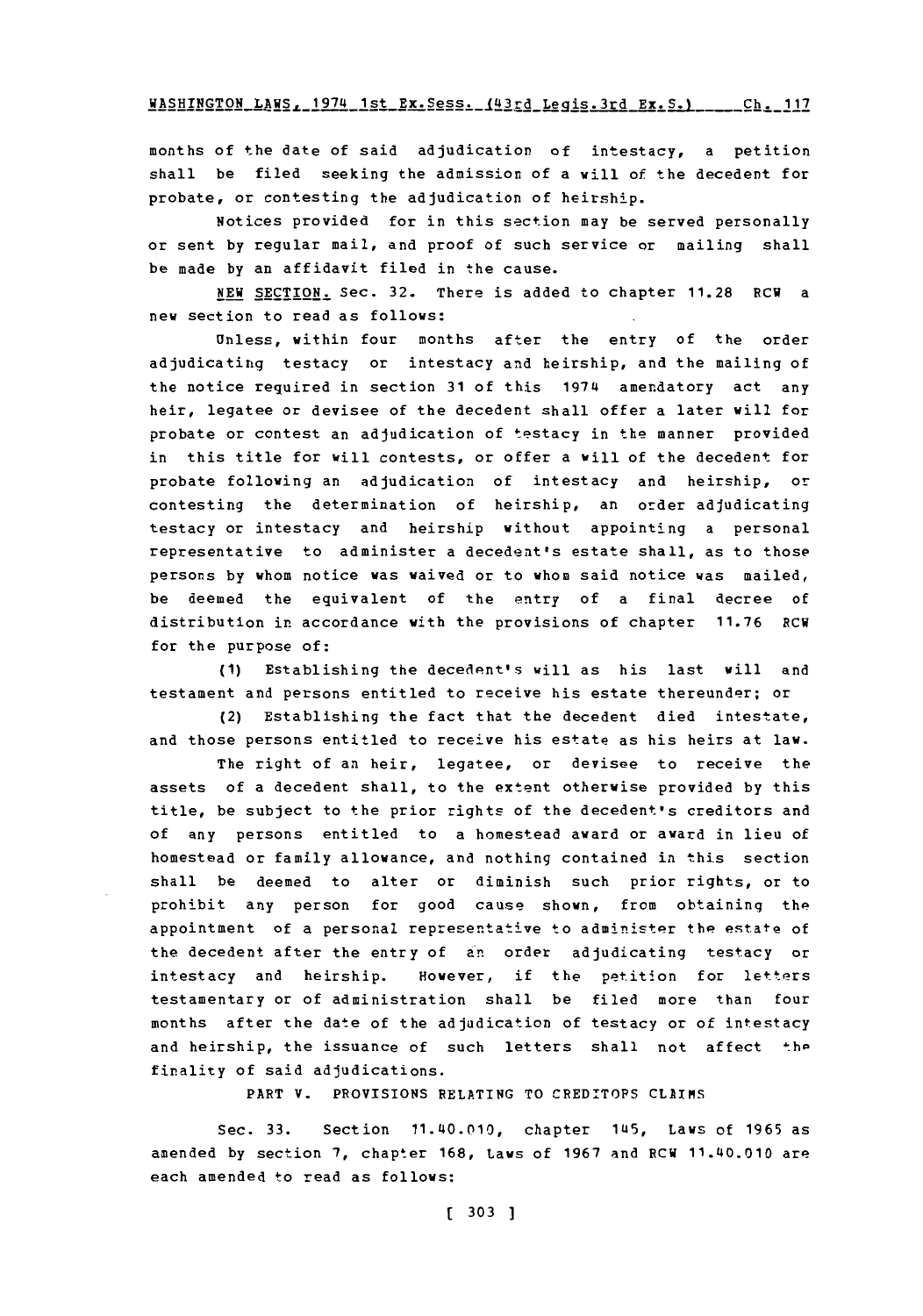months of the date of said adjudication of intestacy, a petition shall be filed seeking the admission of a will of the decedent for probate, or contesting the adjudication of heirship.

Notices provided for in this section may be served personally or sent by regular mail, and proof of such service or mailing shall be made by an affidavit filed in the cause.

NEW SECTION. Sec. 32. There is added to chapter 11.28 RCW a new section to read as follows:

Unless, within four months after the entry of the order adjudicating testacy or intestacy and heirship, and the mailing of the notice required in section 31 of this 1974 amendatory act any heir, legatee or devisee of the decedent shall offer a later will for probate or contest an adjudication of testacy in the manner provided in this title for will contests, or offer a will of the decedent for probate following an adjudication of intestacy and heirship, or contesting the determination of heirship, an order adjudicating testacy or intestacy and heirship without appointing a personal representative to administer a decedent's estate shall, as to those persons by whom notice was waived or to whom said notice was mailed, be deemed the equivalent of the entry of a final decree of distribution in accordance with the provisions of chapter 11.76 RCW for the purpose of:

(1) Establishing the decedent's will as his last will and testament and persons entitled to receive his estate thereunder; or

(2) Establishing the fact that the decedent died intestate, and those persons entitled to receive his estate as his heirs at law.

The right of an heir, legatee, or devisee to receive the assets of a decedent shall, to the extent otherwise provided by this title, be subject to the prior rights of the decedent's creditors and of any persons entitled to a homestead award or award in lieu of homestead or family allowance, and nothing contained in this section shall be deemed to alter or diminish such prior rights, or to prohibit any person for good cause shown, from obtaining the appointment of a personal representative to administer the estate of the decedent after the entry of an order adjudicating testacy or intestacy and heirship. However, if the petition for letters testamentary or of administration shall be filed more than four months after the date of the adjudication of testacy or of intestacy and heirship, the issuance of such letters shall not affect the finality of said adjudications.

PART V. PROVISIONS RELATING TO CREDITORS CLAIMS

Sec. 33. Section 11.40.010, chapter 145, Laws of 1965 as amended by section 7, chapter 168, Laws of 1967 and RCW 11.40.010 are each amended to read as follows: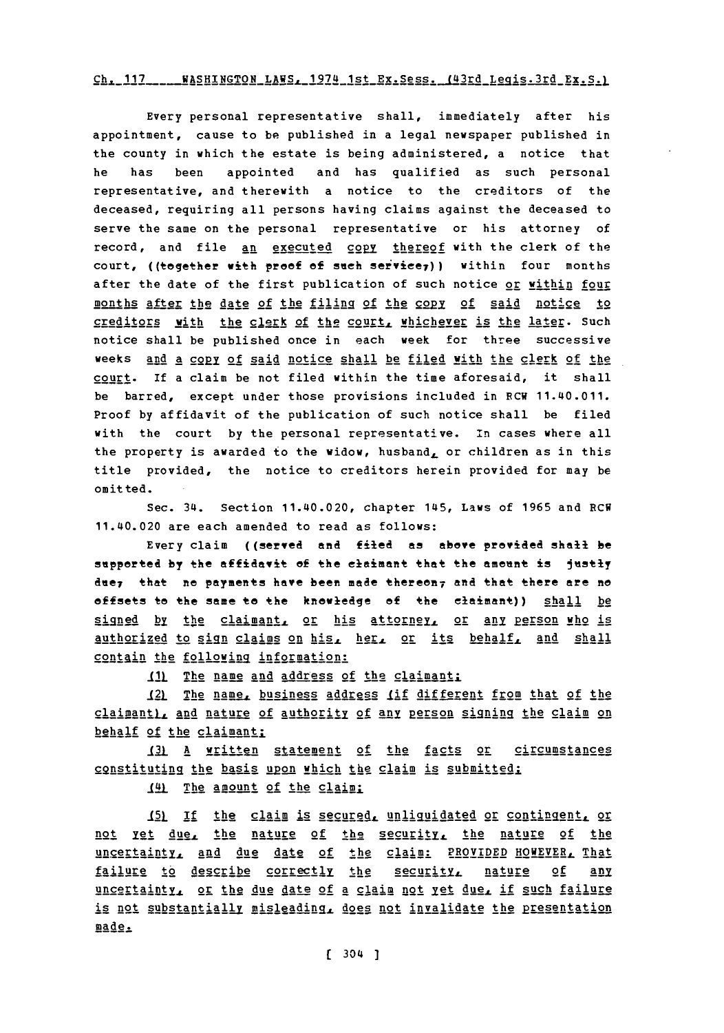Every personal representative shall, immediately after his appointment, cause to be published in a legal newspaper published in the county in which the estate is being administered, a notice that he has been appointed and has qualified as such personal representative, and therewith a notice to the creditors of the deceased, requiring all persons having claims against the deceased to serve the same on the personal representative or his attorney of record, and file an executed copy thereof with the clerk of the court, ((together with proof of such service;)) within four months after the date of the first publication of such notice or within four months after the date of the filing of the copy of said notice to creditors with the clerk of the court, whichever is the later. Such notice shall be published once in each week for three successive weeks and a copy of said notice shall be filed with the clerk of the court. If a claim be not filed within the time aforesaid, it shall be barred, except under those provisions included in RCW 11.40.011. Proof by affidavit of the publication of such notice shall be filed with the court by the personal representative. In cases where all the property is awarded to the widow, husband, or children as in this title provided, the notice to creditors herein provided for may be omitted.

Sec. 34. Section 11.40.020, chapter 145, Laws of 1965 and RCW 11.40.020 are each amended to read as follows:

Every claim ((served and filed as above provided shall be supported by the affidavit of the claimant that the amount is justly due; that no payments have been made thereon; and that there are no offsets to the same to the knowledge of the claimant)) shall be signed by the claimant, or his attorney, or any person who is authorized to sign claims on his, her, or its behalf, and shall contain the following information:

(1) The name and address of the claimant;

(2) The name, business address (if different from that of the claimant), and nature of authority of any person signing the claim on behalf of the claimant;

(3) A written statement of the facts or circumstances constituting the basis upon which the claim is submitted;

(4) The amount of the claim;

(5) If the claim is secured, unliquidated or contingent, or not yet due, the nature of the security, the nature of the uncertainty, and due date of the claim: PROVIDED HOWEVER, That failure to describe correctly the security, nature of any uncertainty, or the due date of a claim not yet due, if such failure is not substantially misleading, does not invalidate the presentation made.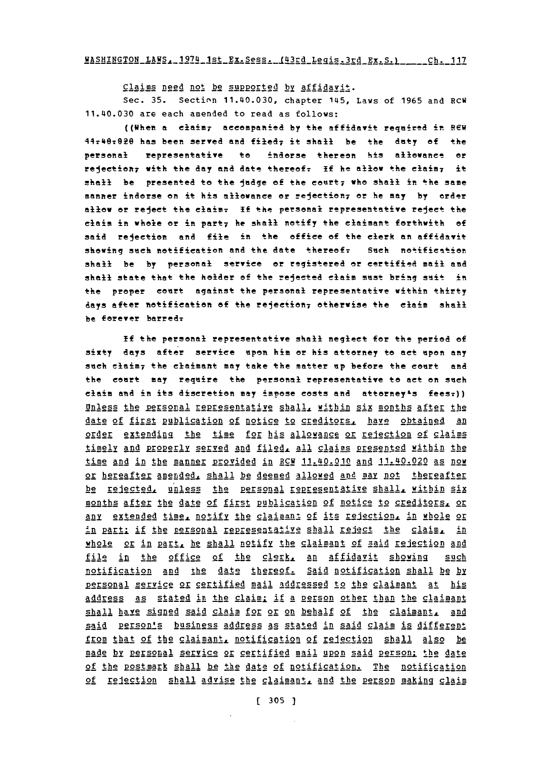Claims need not be supported by affidavit.

Sec. 35. Section 11.40.030, chapter 145, Laws of 1965 and RCW 11.40.030 are each amended to read as follows:

((When a claim, accompanied by the affidavit required in RCW 11.40.020 has been served and filed, it shall be the duty of the personal representative to indorse thereon his allowance or rejection, with the day and date thereof. If he allow the claim, it shall be presented to the judge of the court, who shall in the same manner indorse on it his allowance or rejection, or he may by order allow or reject the claim. If the personal representative reject the claim in whole or in part, he shall notify the claimant forthwith of said rejection and file in the office of the clerk an affidavit showing such notification and the date thereof. Such notification shall be by personal service or registered or certified mail and shall state that the holder of the rejected claim must bring suit in the proper court against the personal representative within thirty days after notification of the rejection, otherwise the claim shall be forever barred.

If the personal representative shall neglect for the period of sixty days after service upon him or his attorney to act upon any such claim, the claimant may take the matter up before the court and the court may require the personal representative to act on such claim and in its discretion may impose costs and attorney's fees.)) Unless the personal representative shall, within six months after the date of first publication of notice to creditors, have obtained an order extending the time for his allowance or rejection of claims timely and properly served and filed, all claims presented within the time and in the manner provided in RCW 11.40.010 and 11.40.020 as now or hereafter amended, shall be deemed allowed and may not thereafter be rejected, unless the personal representative shall, within six months after the date of first publication of notice to creditors, or any extended time, notify the claimant of its rejection, in whole or in part; if the personal representative shall reject the claim, in whole or in part, he shall notify the claimant of said rejection and file in the office of the clerk, an affidavit showing such notification and the date thereof. Said notification shall be by personal service or certified mail addressed to the claimant at his address as stated in the claim; if a person other than the claimant shall have signed said claim for or on behalf of the claimant, and said person's business address as stated in said claim is different from that of the claimant, notification of rejection shall also be made by personal service or certified mail upon said person; the date of the postmark shall be the date of notification. The notification of rejection shall advise the claimant, and the person making claim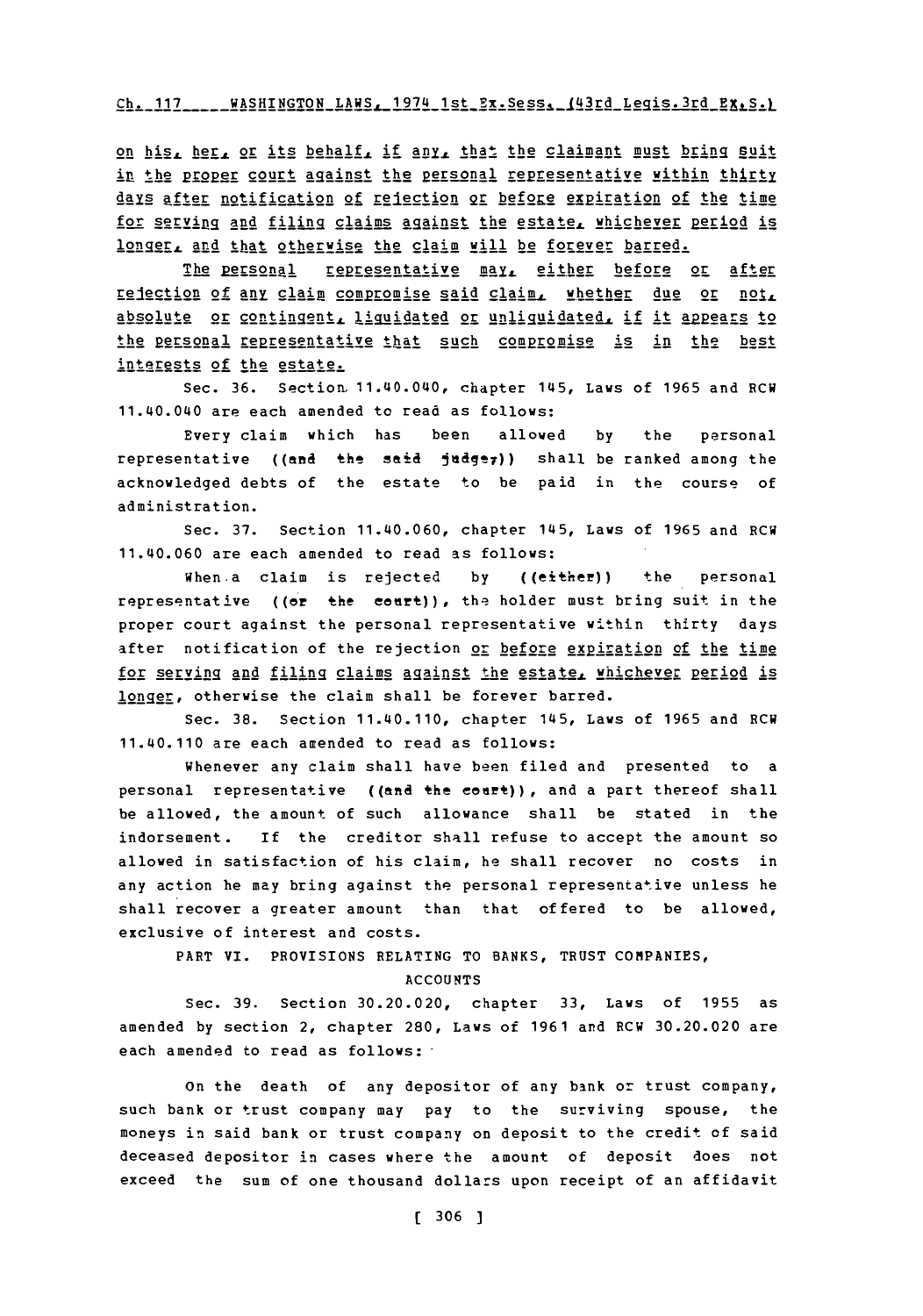on his, her, or its behalf, if any, that the claimant must bring suit in the proper court against the personal representative within thirty days after notification of rejection or before expiration of the time for serving and filing claims against the estate, whichever period is longer, and that otherwise the claim will be forever barred.

The personal representative may, either before or after rejection of any claim compromise said claim, whether due or not, absolute or contingent, liquidated or unliquidated, if it appears to the personal representative that such compromise is in the best interests of the estate.

Sec. 36. Section 11.40.040, chapter 145, Laws of 1965 and RCW 11.40.040 are each amended to read as follows:

Every claim which has been allowed by the personal representative ((and the said judge,)) shall be ranked among the acknowledged debts of the estate to be paid in the course of administration.

Sec. 37. Section 11.40.060, chapter 145, Laws of 1965 and RCW 11.40.060 are each amended to read as follows:

When a claim is rejected by ((either)) the personal representative ((or the court)), the holder must bring suit in the proper court against the personal representative within thirty days after notification of the rejection or before expiration of the time for serving and filing claims against the estate, whichever period is longer, otherwise the claim shall be forever barred.

Sec. 38. Section 11.40.110, chapter 145, Laws of 1965 and RCW 11.40.110 are each amended to read as follows:

Whenever any claim shall have been filed and presented to a personal representative ((and the court)), and a part thereof shall be allowed, the amount of such allowance shall be stated in the indorsement. If the creditor shall refuse to accept the amount so allowed in satisfaction of his claim, he shall recover no costs in any action he may bring against the personal representative unless he shall recover a greater amount than that offered to be allowed, exclusive of interest and costs.

PART VI. PROVISIONS RELATING TO BANKS, TRUST COMPANIES, ACCOUNTS

Sec. 39. Section 30.20.020, chapter 33, Laws of 1955 as amended by section 2, chapter 280, Laws of 1961 and RCW 30.20.020 are each amended to read as follows:

On the death of any depositor of any bank or trust company, such bank or trust company may pay to the surviving spouse, the moneys in said bank or trust company on deposit to the credit of said deceased depositor in cases where the amount of deposit does not exceed the sum of one thousand dollars upon receipt of an affidavit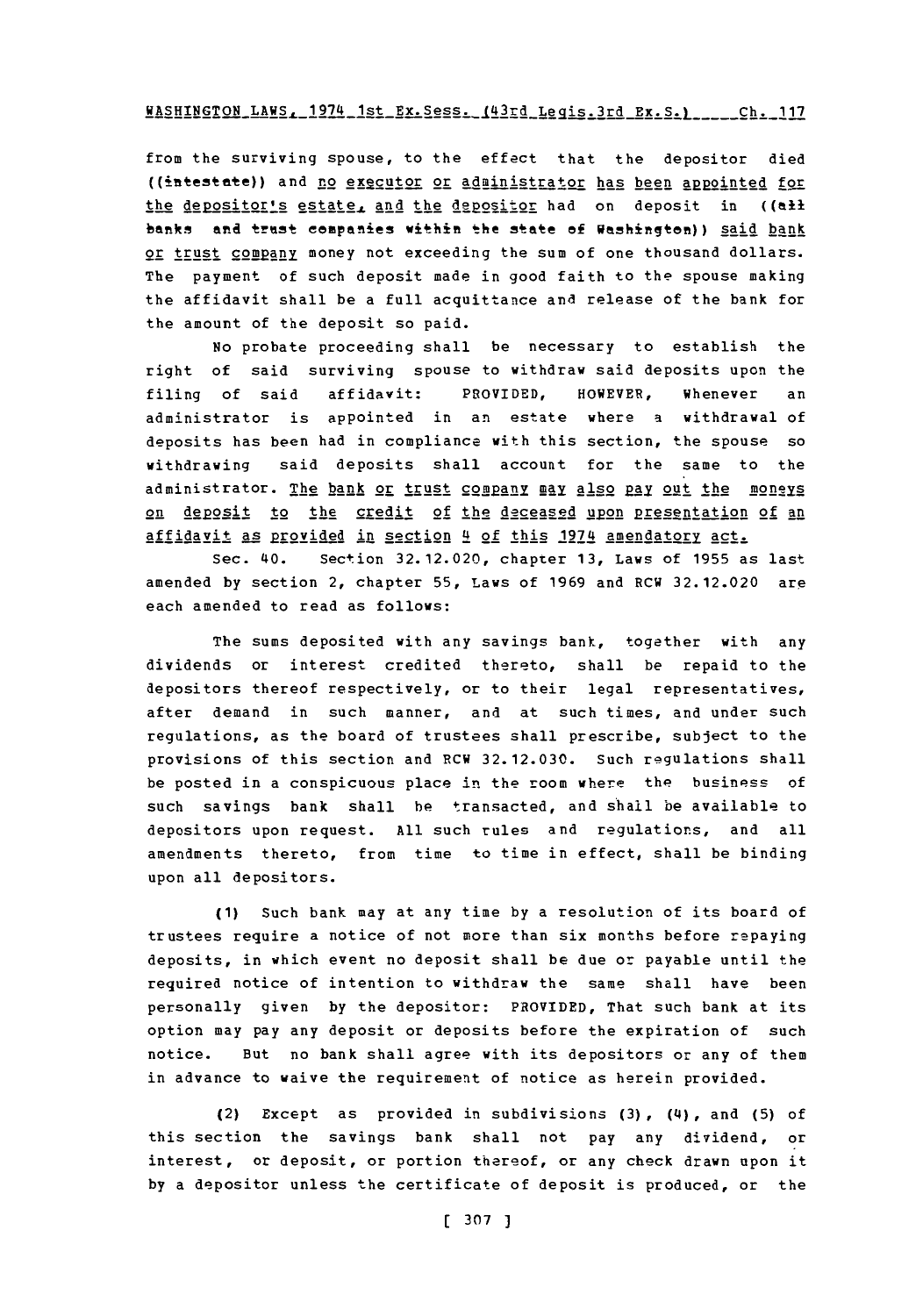from the surviving spouse, to the effect that the depositor died ((intestate)) and no executor or administrator has been appointed for the depositor's estate, and the depositor had on deposit in ((all banks and trust companies within the state of Washington)) said bank or trust company money not exceeding the sum of one thousand dollars. The payment of such deposit made in good faith to the spouse making the affidavit shall be a full acquittance and release of the bank for the amount of the deposit so paid.

No probate proceeding shall be necessary to establish the right of said surviving spouse to withdraw said deposits upon the filing of said affidavit: PROVIDED, HOWEVER, Whenever an administrator is appointed in an estate where a withdrawal of deposits has been had in compliance with this section, the spouse so withdrawing said deposits shall account for the same to the administrator. The bank or trust company may also pay out the moneys on deposit to the credit of the deceased upon presentation of an affidavit as provided in section 4 of this 1974 amendatory act.

Sec. 40. Section 32.12.020, chapter 13, Laws of 1955 as last amended by section 2, chapter 55, Laws of 1969 and RCW 32.12.020 are each amended to read as follows:

The sums deposited with any savings bank, together with any dividends or interest credited thereto, shall be repaid to the depositors thereof respectively, or to their legal representatives, after demand in such manner, and at such times, and under such regulations, as the board of trustees shall prescribe, subject to the provisions of this section and RCW 32.12.030. Such regulations shall be posted in a conspicuous place in the room where the business of such savings bank shall be transacted, and shall be available to depositors upon request. All such rules and regulations, and all amendments thereto, from time to time in effect, shall be binding upon all depositors.

(1) Such bank may at any time by a resolution of its board of trustees require a notice of not more than six months before repaying deposits, in which event no deposit shall be due or payable until the required notice of intention to withdraw the same shall have been personally given by the depositor: PROVIDED, That such bank at its option may pay any deposit or deposits before the expiration of such notice. But no bank shall agree with its depositors or any of them in advance to waive the requirement of notice as herein provided.

(2) Except as provided in subdivisions (3), (4), and (5) of this section the savings bank shall not pay any dividend, or interest, or deposit, or portion thereof, or any check drawn upon it by a depositor unless the certificate of deposit is produced, or the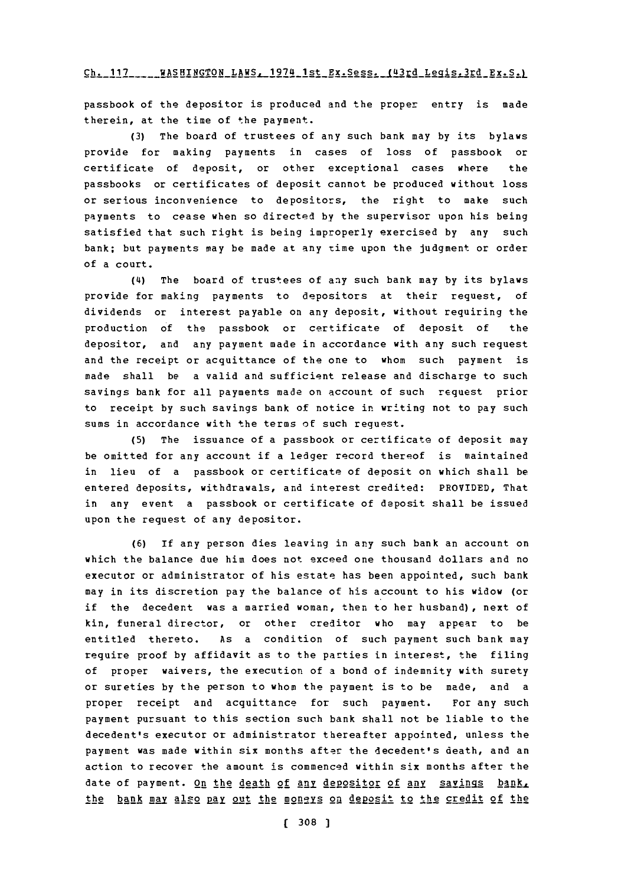passbook of the depositor is produced and the proper entry is made therein, at the time of the payment.

(3) The board of trustees of any such bank may by its bylaws provide for making payments in cases of loss of passbook or certificate of deposit, or other exceptional cases where the passbooks or certificates of deposit cannot be produced without loss or serious inconvenience to depositors, the right to make such payments to cease when so directed by the supervisor upon his being satisfied that such right is being improperly exercised by any such bank; but payments may be made at any time upon the judgment or order of a court.

(4) The board of trustees of any such bank may by its bylaws provide for making payments to depositors at their request, of dividends or interest payable on any deposit, without requiring the production of the passbook or certificate of deposit of the depositor, and any payment made in accordance with any such request and the receipt or acquittance of the one to whom such payment is made shall be a valid and sufficient release and discharge to such savings bank for all payments made on account of such request prior to receipt by such savings bank of notice in writing not to pay such sums in accordance with the terms of such request.

(5) The issuance of a passbook or certificate of deposit may be omitted for any account if a ledger record thereof is maintained in lieu of a passbook or certificate of deposit on which shall be entered deposits, withdrawals, and interest credited: PROVIDED, That in any event a passbook or certificate of deposit shall be issued upon the request of any depositor.

(6) If any person dies leaving in any such bank an account on which the balance due him does not exceed one thousand dollars and no executor or administrator of his estate has been appointed, such bank may in its discretion pay the balance of his account to his widow (or if the decedent was a married woman, then to her husband), next of kin, funeral director, or other creditor who may appear to be entitled thereto. As a condition of such payment such bank may require proof by affidavit as to the parties in interest, the filing of proper waivers, the execution of a bond of indemnity with surety or sureties by the person to whom the payment is to be made, and a proper receipt and acquittance for such payment. For any such payment pursuant to this section such bank shall not be liable to the decedent's executor or administrator thereafter appointed, unless the payment was made within six months after the decedent's death, and an action to recover the amount is commenced within six months after the date of payment. <u>On the death of any depositor of any savings bank, the bank may also pay out the moneys on deposit to the credit of the</u>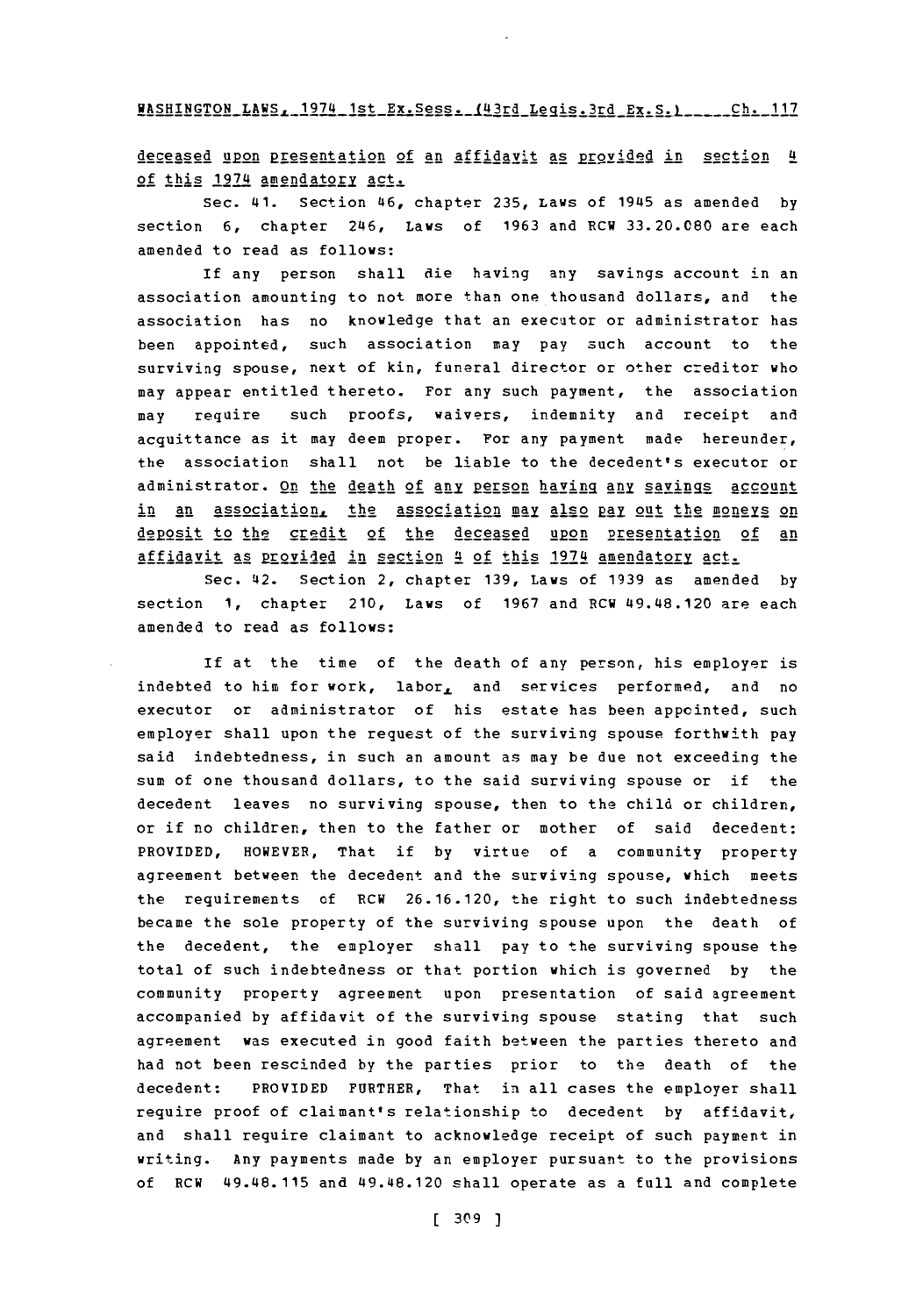deceased upon presentation of an affidavit as provided in section 4 of this 1974 amendatory act.

Sec. 41. Section 46, chapter 235, Laws of 1945 as amended by section 6, chapter 246, Laws of 1963 and RCW 33.20.080 are each amended to read as follows:

If any person shall die having any savings account in an association amounting to not more than one thousand dollars, and the association has no knowledge that an executor or administrator has been appointed, such association may pay such account to the surviving spouse, next of kin, funeral director or other creditor who may appear entitled thereto. For any such payment, the association may require such proofs, waivers, indemnity and receipt and acquittance as it may deem proper. For any payment made hereunder, the association shall not be liable to the decedent's executor or administrator. On the death of any person having any savings account in an association, the association may also pay out the moneys on deposit to the credit of the deceased upon presentation of an affidavit as provided in section 4 of this 1974 amendatory act.

Sec. 42. Section 2, chapter 139, Laws of 1939 as amended by section 1, chapter 210, Laws of 1967 and RCW 49.48.120 are each amended to read as follows:

If at the time of the death of any person, his employer is indebted to him for work, labor, and services performed, and no executor or administrator of his estate has been appointed, such employer shall upon the request of the surviving spouse forthwith pay said indebtedness, in such an amount as may be due not exceeding the sum of one thousand dollars, to the said surviving spouse or if the decedent leaves no surviving spouse, then to the child or children, or if no children, then to the father or mother of said decedent: PROVIDED, HOWEVER, That if by virtue of a community property agreement between the decedent and the surviving spouse, which meets the requirements of RCW 26.16.120, the right to such indebtedness became the sole property of the surviving spouse upon the death of the decedent, the employer shall pay to the surviving spouse the total of such indebtedness or that portion which is governed by the community property agreement upon presentation of said agreement accompanied by affidavit of the surviving spouse stating that such agreement was executed in good faith between the parties thereto and had not been rescinded by the parties prior to the death of the decedent: PROVIDED FURTHER, That in all cases the employer shall require proof of claimant's relationship to decedent by affidavit, and shall require claimant to acknowledge receipt of such payment in writing. Any payments made by an employer pursuant to the provisions of RCW 49.48.115 and 49.48.120 shall operate as a full and complete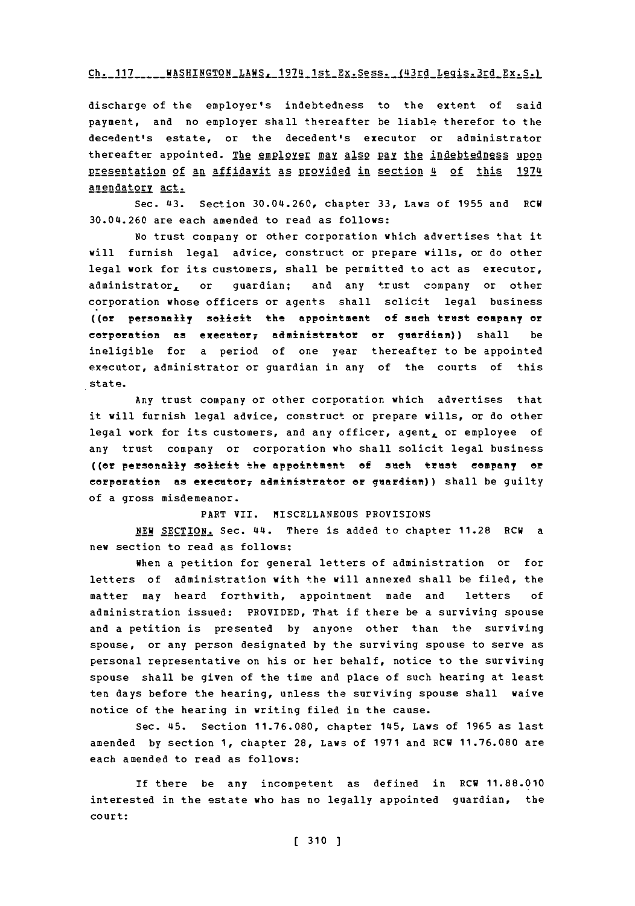discharge of the employer's indebtedness to the extent of said payment, and no employer shall thereafter be liable therefor to the decedent's estate, or the decedent's executor or administrator thereafter appointed. The employer may also pay the indebtedness upon presentation of an affidavit as provided in section 4 of this 1974 amendatory act.

Sec. 43. Section 30.04.260, chapter 33, Laws of 1955 and RCW 30.04.260 are each amended to read as follows:

No trust company or other corporation which advertises that it will furnish legal advice, construct or prepare wills, or do other legal work for its customers, shall be permitted to act as executor, administrator, or guardian; and any trust company or other corporation whose officers or agents shall solicit legal business ((or personally solicit the appointment of such trust company or corporation as executor, administrator or guardian)) shall be ineligible for a period of one year thereafter to be appointed executor, administrator or guardian in any of the courts of this state.

Any trust company or other corporation which advertises that it will furnish legal advice, construct or prepare wills, or do other legal work for its customers, and any officer, agent, or employee of any trust company or corporation who shall solicit legal business ((or personally solicit the appointment of such trust company or corporation as executor, administrator or guardian)) shall be guilty of a gross misdemeanor.

PART VII. MISCELLANEOUS PROVISIONS

NEW SECTION. Sec. 44. There is added to chapter 11.28 RCW a new section to read as follows:

When a petition for general letters of administration or for letters of administration with the will annexed shall be filed, the matter may heard forthwith, appointment made and letters of administration issued: PROVIDED, That if there be a surviving spouse and a petition is presented by anyone other than the surviving spouse, or any person designated by the surviving spouse to serve as personal representative on his or her behalf, notice to the surviving spouse shall be given of the time and place of such hearing at least ten days before the hearing, unless the surviving spouse shall waive notice of the hearing in writing filed in the cause.

Sec. 45. Section 11.76.080, chapter 145, Laws of 1965 as last amended by section 1, chapter 28, Laws of 1971 and RCW 11.76.080 are each amended to read as follows:

If there be any incompetent as defined in RCW 11.88.010 interested in the estate who has no legally appointed guardian, the court: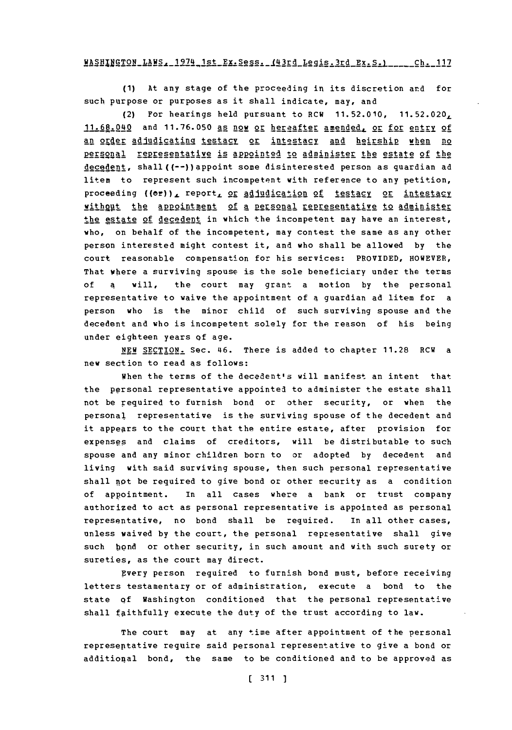(1) At any stage of the proceeding in its discretion and for such purpose or purposes as it shall indicate, may, and

(2) For hearings held pursuant to RCW 11.52.010, 11.52.020, 11.68.040 and 11.76.050 as now or hereafter amended, or for entry of an order adjudicating testacy or intestacy and heirship when no personal representative is appointed to administer the estate of the decedent, shall ((--)) appoint some disinterested person as guardian ad litem to represent such incompetent with reference to any petition, proceeding ((or)), report, or adjudication of testacy or intestacy without the appointment of a personal representative to administer the estate of decedent in which the incompetent may have an interest, who, on behalf of the incompetent, may contest the same as any other person interested might contest it, and who shall be allowed by the court reasonable compensation for his services: PROVIDED, HOWEVER, That where a surviving spouse is the sole beneficiary under the terms of a will, the court may grant a motion by the personal representative to waive the appointment of a guardian ad litem for a person who is the minor child of such surviving spouse and the decedent and who is incompetent solely for the reason of his being under eighteen years of age.

NEW SECTION. Sec. 46. There is added to chapter 11.28 RCW a new section to read as follows:

When the terms of the decedent's will manifest an intent that the personal representative appointed to administer the estate shall not be required to furnish bond or other security, or when the personal representative is the surviving spouse of the decedent and it appears to the court that the entire estate, after provision for expenses and claims of creditors, will be distributable to such spouse and any minor children born to or adopted by decedent and living with said surviving spouse, then such personal representative shall not be required to give bond or other security as a condition of appointment. In all cases where a bank or trust company authorized to act as personal representative is appointed as personal representative, no bond shall be required. In all other cases, unless waived by the court, the personal representative shall give such bond or other security, in such amount and with such surety or sureties, as the court may direct.

Every person required to furnish bond must, before receiving letters testamentary or of administration, execute a bond to the state of Washington conditioned that the personal representative shall faithfully execute the duty of the trust according to law.

The court may at any time after appointment of the personal representative require said personal representative to give a bond or additional bond, the same to be conditioned and to be approved as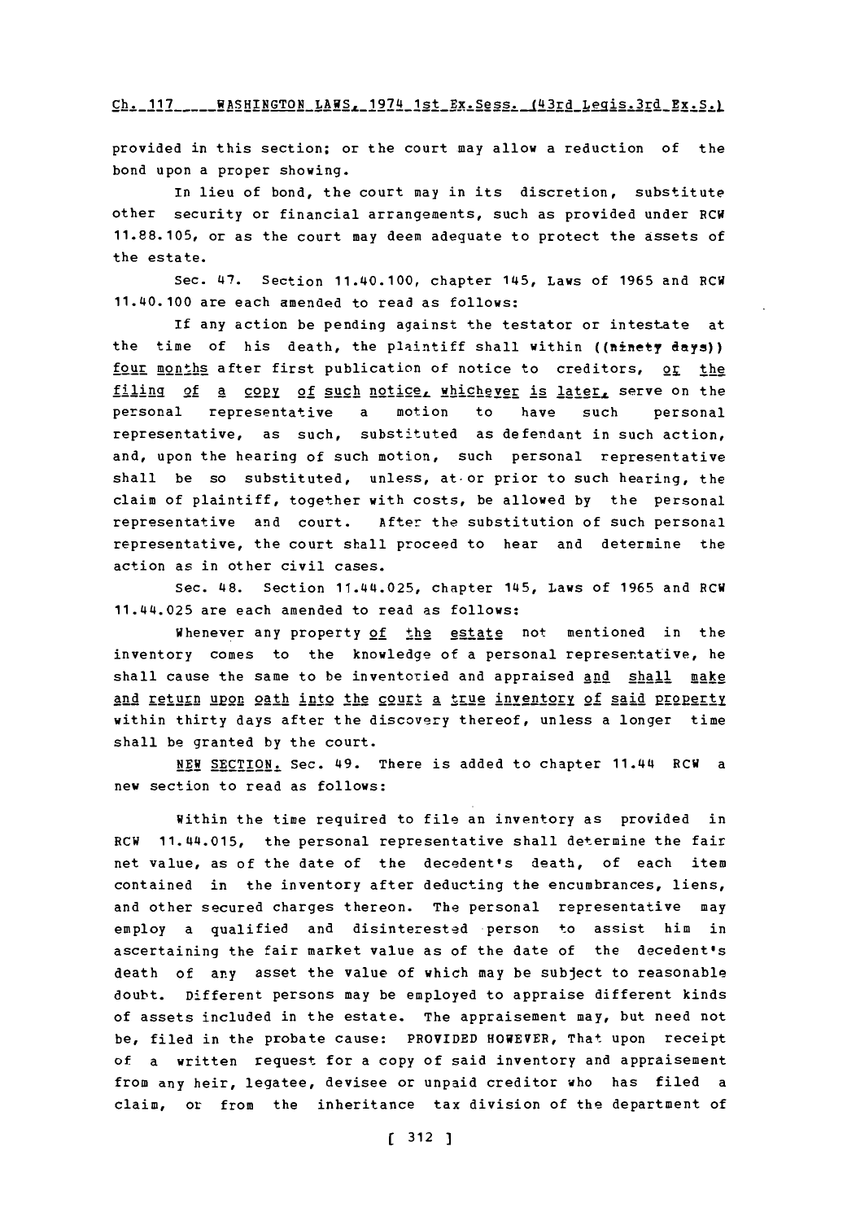provided in this section; or the court may allow a reduction of the bond upon a proper showing.

In lieu of bond, the court may in its discretion, substitute other security or financial arrangements, such as provided under RCW 11.88.105, or as the court may deem adequate to protect the assets of the estate.

Sec. 47. Section 11.40.100, chapter 145, Laws of 1965 and RCW 11.40.100 are each amended to read as follows:

If any action be pending against the testator or intestate at the time of his death, the plaintiff shall within ((ninety days)) four months after first publication of notice to creditors, or the filing of a copy of such notice, whichever is later, serve on the personal representative a motion to have such personal representative, as such, substituted as defendant in such action, and, upon the hearing of such motion, such personal representative shall be so substituted, unless, at or prior to such hearing, the claim of plaintiff, together with costs, be allowed by the personal representative and court. After the substitution of such personal representative, the court shall proceed to hear and determine the action as in other civil cases.

Sec. 48. Section 11.44.025, chapter 145, Laws of 1965 and RCW 11.44.025 are each amended to read as follows:

Whenever any property of the estate not mentioned in the inventory comes to the knowledge of a personal representative, he shall cause the same to be inventoried and appraised and shall make and return upon oath into the court a true inventory of said property within thirty days after the discovery thereof, unless a longer time shall be granted by the court.

NEW SECTION. Sec. 49. There is added to chapter 11.44 RCW a new section to read as follows:

Within the time required to file an inventory as provided in RCW 11.44.015, the personal representative shall determine the fair net value, as of the date of the decedent's death, of each item contained in the inventory after deducting the encumbrances, liens, and other secured charges thereon. The personal representative may employ a qualified and disinterested person to assist him in ascertaining the fair market value as of the date of the decedent's death of any asset the value of which may be subject to reasonable doubt. Different persons may be employed to appraise different kinds of assets included in the estate. The appraisement may, but need not be, filed in the probate cause: PROVIDED HOWEVER, That upon receipt of a written request for a copy of said inventory and appraisement from any heir, legatee, devisee or unpaid creditor who has filed a claim, or from the inheritance tax division of the department of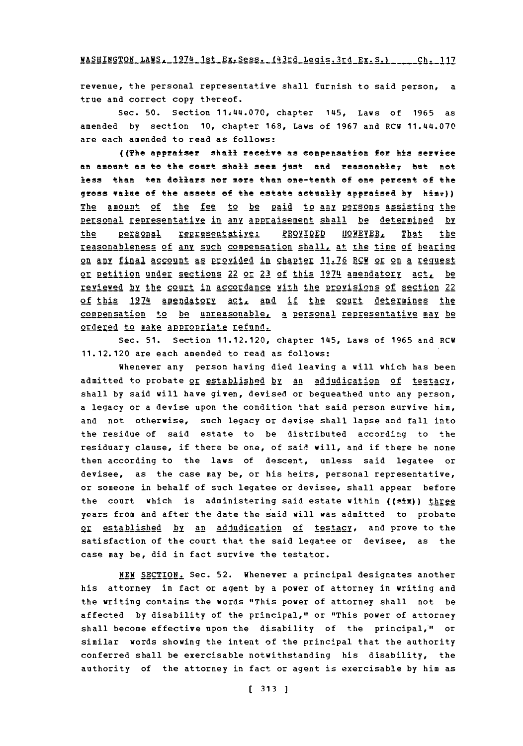revenue, the personal representative shall furnish to said person, a true and correct copy thereof.

Sec. 50. Section 11.44.070, chapter 145, Laws of 1965 as amended by section 10, chapter 168, Laws of 1967 and RCW 11.44.070 are each amended to read as follows:

((The appraiser shall receive as compensation for his service an amount as to the court shall seem just and reasonable, but not less than ten dollars nor more than one-tenth of one percent of the gross value of the assets of the estate actually appraised by him.)) The amount of the fee to be paid to any persons assisting the personal representative in any appraisement shall be determined by the personal representative: PROVIDED HOWEVER, That the reasonableness of any such compensation shall, at the time of hearing on any final account as provided in chapter 11.76 RCW or on a request or petition under sections 22 or 23 of this 1974 amendatory act, be reviewed by the court in accordance with the provisions of section 22 of this 1974 amendatory act, and if the court determines the compensation to be unreasonable, a personal representative may be ordered to make appropriate refund.

Sec. 51. Section 11.12.120, chapter 145, Laws of 1965 and RCW 11.12.120 are each amended to read as follows:

Whenever any person having died leaving a will which has been admitted to probate or established by an adjudication of testacy, shall by said will have given, devised or bequeathed unto any person, a legacy or a devise upon the condition that said person survive him, and not otherwise, such legacy or devise shall lapse and fall into the residue of said estate to be distributed according to the residuary clause, if there be one, of said will, and if there be none then according to the laws of descent, unless said legatee or devisee, as the case may be, or his heirs, personal representative, or someone in behalf of such legatee or devisee, shall appear before the court which is administering said estate within ((six)) three years from and after the date the said will was admitted to probate or established by an adjudication of testacy, and prove to the satisfaction of the court that the said legatee or devisee, as the case may be, did in fact survive the testator.

NEW SECTION. Sec. 52. Whenever a principal designates another his attorney in fact or agent by a power of attorney in writing and the writing contains the words "This power of attorney shall not be affected by disability of the principal," or "This power of attorney shall become effective upon the disability of the principal," or similar words showing the intent of the principal that the authority conferred shall be exercisable notwithstanding his disability, the authority of the attorney in fact or agent is exercisable by him as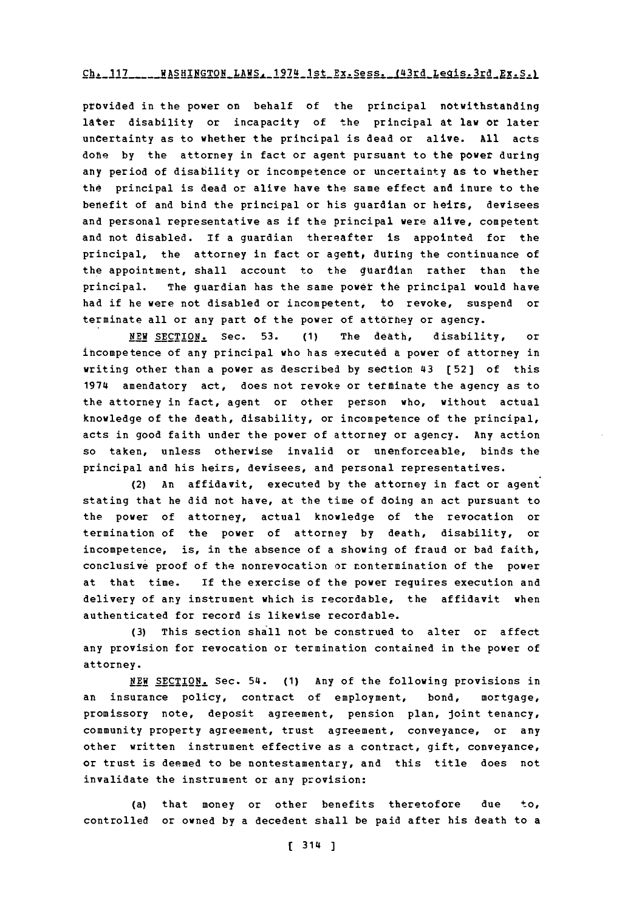provided in the power on behalf of the principal notwithstanding later disability or incapacity of the principal at law or later uncertainty as to whether the principal is dead or alive. All acts done by the attorney in fact or agent pursuant to the power during any period of disability or incompetence or uncertainty as to whether the principal is dead or alive have the same effect and inure to the benefit of and bind the principal or his guardian or heirs, devisees and personal representative as if the principal were alive, competent and not disabled. If a guardian thereafter is appointed for the principal, the attorney in fact or agent, during the continuance of the appointment, shall account to the guardian rather than the principal. The guardian has the same power the principal would have had if he were not disabled or incompetent, to revoke, suspend or terminate all or any part of the power of attorney or agency.

NEW SECTION. Sec. 53. (1) The death, disability, or incompetence of any principal who has executed a power of attorney in writing other than a power as described by section 43 [52] of this 1974 amendatory act, does not revoke or terminate the agency as to the attorney in fact, agent or other person who, without actual knowledge of the death, disability, or incompetence of the principal, acts in good faith under the power of attorney or agency. Any action so taken, unless otherwise invalid or unenforceable, binds the principal and his heirs, devisees, and personal representatives.

(2) An affidavit, executed by the attorney in fact or agent stating that he did not have, at the time of doing an act pursuant to the power of attorney, actual knowledge of the revocation or termination of the power of attorney by death, disability, or incompetence, is, in the absence of a showing of fraud or bad faith, conclusive proof of the nonrevocation or nontermination of the power at that time. If the exercise of the power requires execution and delivery of any instrument which is recordable, the affidavit when authenticated for record is likewise recordable.

(3) This section shall not be construed to alter or affect any provision for revocation or termination contained in the power of attorney.

NEW SECTION. Sec. 54. (1) Any of the following provisions in an insurance policy, contract of employment, bond, mortgage, promissory note, deposit agreement, pension plan, joint tenancy, community property agreement, trust agreement, conveyance, or any other written instrument effective as a contract, gift, conveyance, or trust is deemed to be nontestamentary, and this title does not invalidate the instrument or any provision:

(a) that money or other benefits theretofore due to, controlled or owned by a decedent shall be paid after his death to a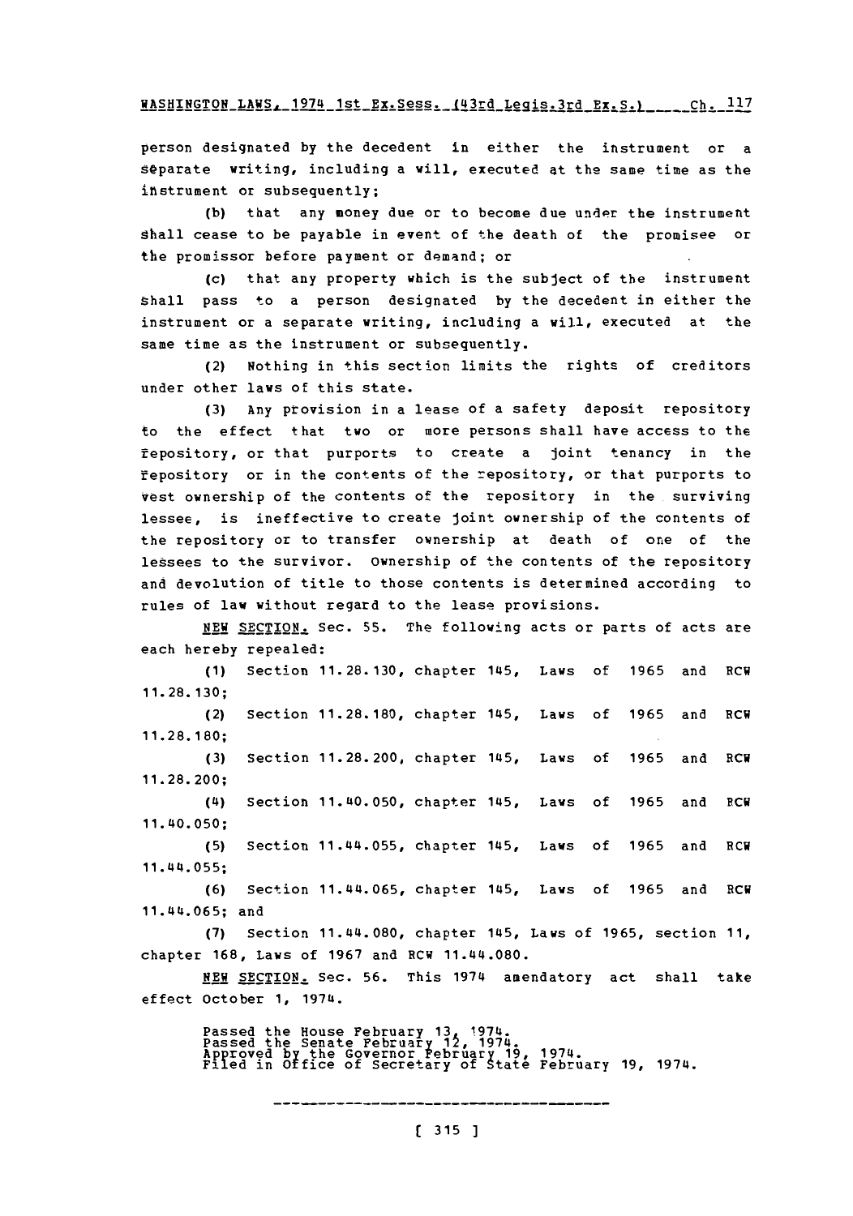person designated by the decedent in either the instrument or a separate writing, including a will, executed at the same time as the instrument or subsequently;

(b) that any money due or to become due under the instrument shall cease to be payable in event of the death of the promisee or the promissor before payment or demand; or

(c) that any property which is the subject of the instrument shall pass to a person designated by the decedent in either the instrument or a separate writing, including a will, executed at the same time as the instrument or subsequently.

(2) Nothing in this section limits the rights of creditors under other laws of this state.

(3) Any provision in a lease of a safety deposit repository to the effect that two or more persons shall have access to the repository, or that purports to create a joint tenancy in the repository or in the contents of the repository, or that purports to vest ownership of the contents of the repository in the surviving lessee, is ineffective to create joint ownership of the contents of the repository or to transfer ownership at death of one of the lessees to the survivor. Ownership of the contents of the repository and devolution of title to those contents is determined according to rules of law without regard to the lease provisions.

NEW SECTION. Sec. 55. The following acts or parts of acts are each hereby repealed:

(1) Section 11.28.130, chapter 145, Laws of 1965 and RCW 11.28.130;

(2) Section 11.28.180, chapter 145, Laws of 1965 and RCW 11.28.180;

(3) Section 11.28.200, chapter 145, Laws of 1965 and RCW 11.28.200;

(4) Section 11.40.050, chapter 145, Laws of 1965 and RCW 11.40.050;

(5) Section 11.44.055, chapter 145, Laws of 1965 and RCW 11.44.055;

(6) Section 11.44.065, chapter 145, Laws of 1965 and RCW 11.44.065; and

(7) Section 11.44.080, chapter 145, Laws of 1965, section 11, chapter 168, Laws of 1967 and RCW 11.44.080.

NEW SECTION. Sec. 56. This 1974 amendatory act shall take effect October 1, 1974.

Passed the House February 13, 1974.
Passed the Senate February 12, 1974.
Approved by the Governor February 19, 1974.
Filed in Office of Secretary of State February 19, 1974.